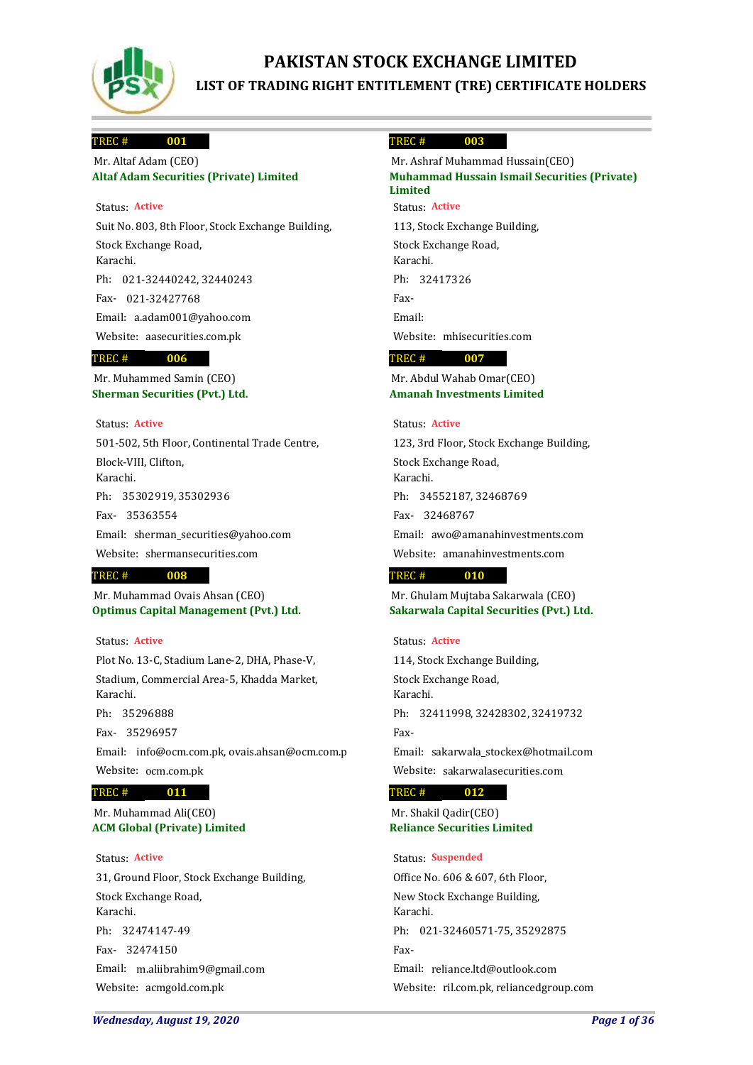# PAKISTAN STOCK EXCHANGE LIMITED

## LIST OF TRADING RIGHT ENTITLEMENT (TRE) CERTIFICATE HOLDERS

**TREC # 001**

Mr. Altaf Adam (CEO)

**Altaf Adam Securities (Private) Limited**

Status: Active

Suit No. 803, 8th Floor, Stock Exchange Building,
Stock Exchange Road,
Karachi.

Ph: 021-32440242, 32440243

Fax- 021-32427768

Email: a.adam001@yahoo.com

Website: aasecurities.com.pk

**TREC # 003**

Mr. Ashraf Muhammad Hussain(CEO)

**Muhammad Hussain Ismail Securities (Private) Limited**

Status: Active

113, Stock Exchange Building,
Stock Exchange Road,
Karachi.

Ph: 32417326

Fax-

Email:

Website: mhisecurities.com

**TREC # 006**

Mr. Muhammed Samin (CEO)

**Sherman Securities (Pvt.) Ltd.**

Status: Active

501-502, 5th Floor, Continental Trade Centre,
Block-VIII, Clifton,
Karachi.

Ph: 35302919, 35302936

Fax- 35363554

Email: sherman_securities@yahoo.com

Website: shermansecurities.com

**TREC # 007**

Mr. Abdul Wahab Omar(CEO)

**Amanah Investments Limited**

Status: Active

123, 3rd Floor, Stock Exchange Building,
Stock Exchange Road,
Karachi.

Ph: 34552187, 32468769

Fax- 32468767

Email: awo@amanahinvestments.com

Website: amanahinvestments.com

**TREC # 008**

Mr. Muhammad Ovais Ahsan (CEO)

**Optimus Capital Management (Pvt.) Ltd.**

Status: Active

Plot No. 13-C, Stadium Lane-2, DHA, Phase-V,
Stadium, Commercial Area-5, Khadda Market,
Karachi.

Ph: 35296888

Fax- 35296957

Email: info@ocm.com.pk, ovais.ahsan@ocm.com.p

Website: ocm.com.pk

**TREC # 010**

Mr. Ghulam Mujtaba Sakarwala (CEO)

**Sakarwala Capital Securities (Pvt.) Ltd.**

Status: Active

114, Stock Exchange Building,
Stock Exchange Road,
Karachi.

Ph: 32411998, 32428302, 32419732

Fax-

Email: sakarwala_stockex@hotmail.com

Website: sakarwalasecurities.com

**TREC # 011**

Mr. Muhammad Ali(CEO)

**ACM Global (Private) Limited**

Status: Active

31, Ground Floor, Stock Exchange Building,
Stock Exchange Road,
Karachi.

Ph: 32474147-49

Fax- 32474150

Email: m.aliibrahim9@gmail.com

Website: acmgold.com.pk

**TREC # 012**

Mr. Shakil Qadir(CEO)

**Reliance Securities Limited**

Status: Suspended

Office No. 606 & 607, 6th Floor,
New Stock Exchange Building,
Karachi.

Ph: 021-32460571-75, 35292875

Fax-

Email: reliance.ltd@outlook.com

Website: ril.com.pk, reliancedgroup.com

*Wednesday, August 19, 2020*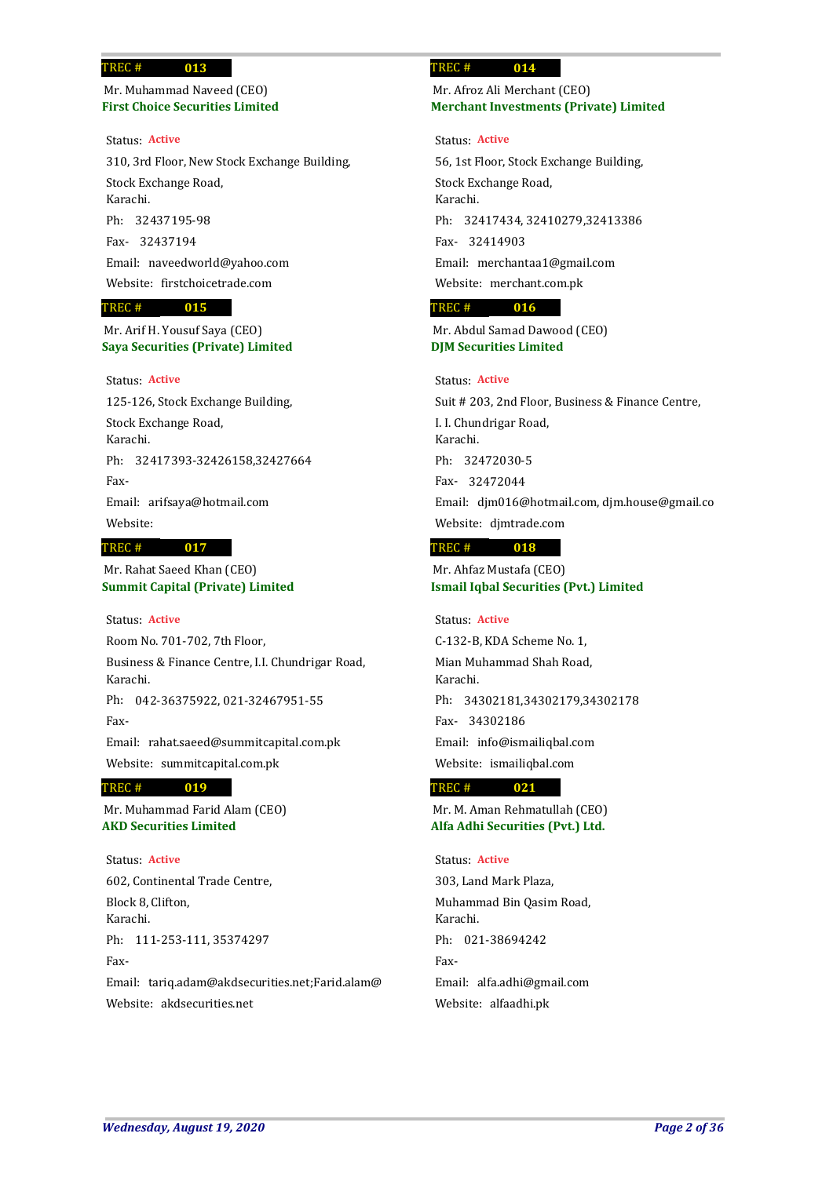**TREC # 013**

Mr. Muhammad Naveed (CEO)
**First Choice Securities Limited**

Status: Active
310, 3rd Floor, New Stock Exchange Building,
Stock Exchange Road,
Karachi.
Ph: 32437195-98
Fax- 32437194
Email: naveedworld@yahoo.com
Website: firstchoicetrade.com

**TREC # 014**

Mr. Afroz Ali Merchant (CEO)
**Merchant Investments (Private) Limited**

Status: Active
56, 1st Floor, Stock Exchange Building,
Stock Exchange Road,
Karachi.
Ph: 32417434, 32410279,32413386
Fax- 32414903
Email: merchantaa1@gmail.com
Website: merchant.com.pk

**TREC # 015**

Mr. Arif H. Yousuf Saya (CEO)
**Saya Securities (Private) Limited**

Status: Active
125-126, Stock Exchange Building,
Stock Exchange Road,
Karachi.
Ph: 32417393-32426158,32427664
Fax-
Email: arifsaya@hotmail.com
Website:

**TREC # 016**

Mr. Abdul Samad Dawood (CEO)
**DJM Securities Limited**

Status: Active
Suit # 203, 2nd Floor, Business & Finance Centre,
I. I. Chundrigar Road,
Karachi.
Ph: 32472030-5
Fax- 32472044
Email: djm016@hotmail.com, djm.house@gmail.co
Website: djmtrade.com

**TREC # 017**

Mr. Rahat Saeed Khan (CEO)
**Summit Capital (Private) Limited**

Status: Active
Room No. 701-702, 7th Floor,
Business & Finance Centre, I.I. Chundrigar Road,
Karachi.
Ph: 042-36375922, 021-32467951-55
Fax-
Email: rahat.saeed@summitcapital.com.pk
Website: summitcapital.com.pk

**TREC # 018**

Mr. Ahfaz Mustafa (CEO)
**Ismail Iqbal Securities (Pvt.) Limited**

Status: Active
C-132-B, KDA Scheme No. 1,
Mian Muhammad Shah Road,
Karachi.
Ph: 34302181,34302179,34302178
Fax- 34302186
Email: info@ismailiqbal.com
Website: ismailiqbal.com

**TREC # 019**

Mr. Muhammad Farid Alam (CEO)
**AKD Securities Limited**

Status: Active
602, Continental Trade Centre,
Block 8, Clifton,
Karachi.
Ph: 111-253-111, 35374297
Fax-
Email: tariq.adam@akdsecurities.net;Farid.alam@
Website: akdsecurities.net

**TREC # 021**

Mr. M. Aman Rehmatullah (CEO)
**Alfa Adhi Securities (Pvt.) Ltd.**

Status: Active
303, Land Mark Plaza,
Muhammad Bin Qasim Road,
Karachi.
Ph: 021-38694242
Fax-
Email: alfa.adhi@gmail.com
Website: alfaadhi.pk

*Wednesday, August 19, 2020*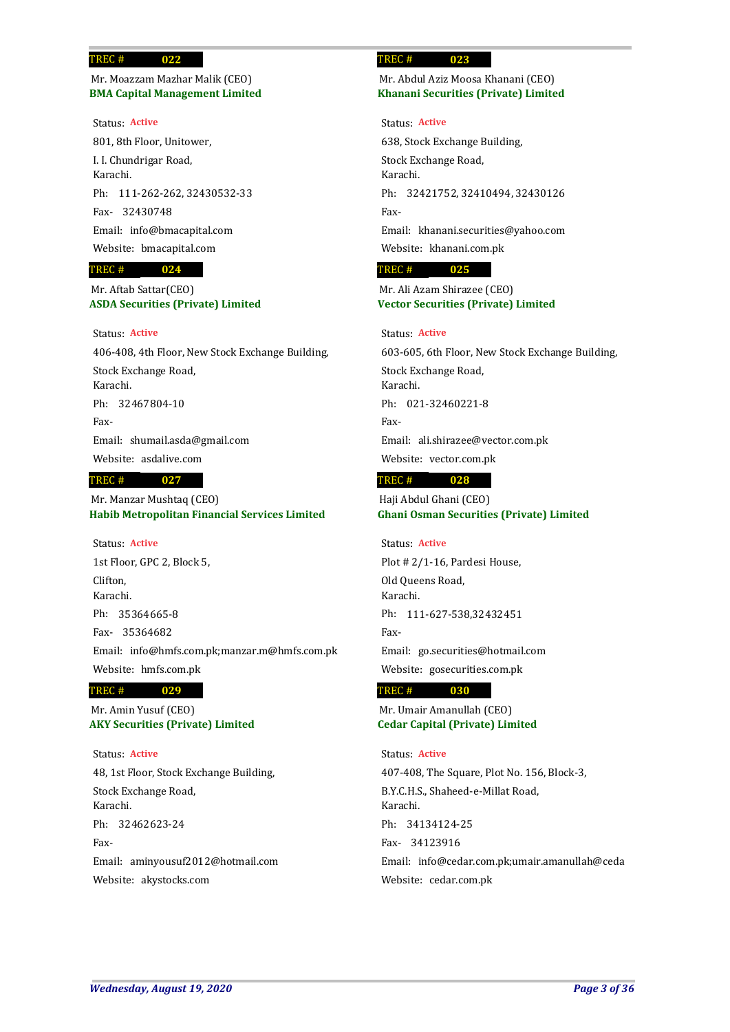**TREC # 022**

Mr. Moazzam Mazhar Malik (CEO)
**BMA Capital Management Limited**

Status: Active
801, 8th Floor, Unitower,
I. I. Chundrigar Road,
Karachi.
Ph: 111-262-262, 32430532-33
Fax- 32430748
Email: info@bmacapital.com
Website: bmacapital.com

**TREC # 023**

Mr. Abdul Aziz Moosa Khanani (CEO)
**Khanani Securities (Private) Limited**

Status: Active
638, Stock Exchange Building,
Stock Exchange Road,
Karachi.
Ph: 32421752, 32410494, 32430126
Fax-
Email: khanani.securities@yahoo.com
Website: khanani.com.pk

**TREC # 024**

Mr. Aftab Sattar(CEO)
**ASDA Securities (Private) Limited**

Status: Active
406-408, 4th Floor, New Stock Exchange Building,
Stock Exchange Road,
Karachi.
Ph: 32467804-10
Fax-
Email: shumail.asda@gmail.com
Website: asdalive.com

**TREC # 025**

Mr. Ali Azam Shirazee (CEO)
**Vector Securities (Private) Limited**

Status: Active
603-605, 6th Floor, New Stock Exchange Building,
Stock Exchange Road,
Karachi.
Ph: 021-32460221-8
Fax-
Email: ali.shirazee@vector.com.pk
Website: vector.com.pk

**TREC # 027**

Mr. Manzar Mushtaq (CEO)
**Habib Metropolitan Financial Services Limited**

Status: Active
1st Floor, GPC 2, Block 5,
Clifton,
Karachi.
Ph: 35364665-8
Fax- 35364682
Email: info@hmfs.com.pk;manzar.m@hmfs.com.pk
Website: hmfs.com.pk

**TREC # 028**

Haji Abdul Ghani (CEO)
**Ghani Osman Securities (Private) Limited**

Status: Active
Plot # 2/1-16, Pardesi House,
Old Queens Road,
Karachi.
Ph: 111-627-538,32432451
Fax-
Email: go.securities@hotmail.com
Website: gosecurities.com.pk

**TREC # 029**

Mr. Amin Yusuf (CEO)
**AKY Securities (Private) Limited**

Status: Active
48, 1st Floor, Stock Exchange Building,
Stock Exchange Road,
Karachi.
Ph: 32462623-24
Fax-
Email: aminyousuf2012@hotmail.com
Website: akystocks.com

**TREC # 030**

Mr. Umair Amanullah (CEO)
**Cedar Capital (Private) Limited**

Status: Active
407-408, The Square, Plot No. 156, Block-3,
B.Y.C.H.S., Shaheed-e-Millat Road,
Karachi.
Ph: 34134124-25
Fax- 34123916
Email: info@cedar.com.pk;umair.amanullah@ceda
Website: cedar.com.pk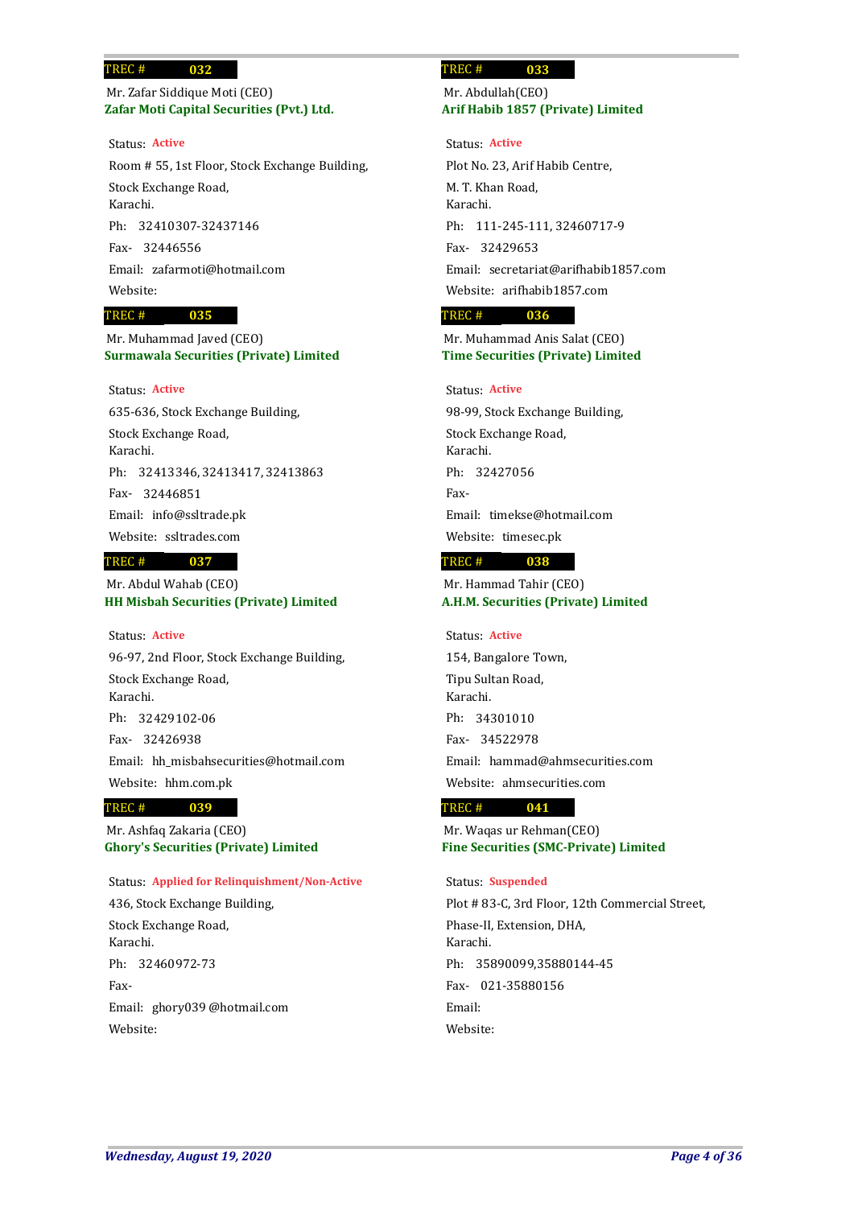**TREC # 032**

Mr. Zafar Siddique Moti (CEO)
**Zafar Moti Capital Securities (Pvt.) Ltd.**

Status: **Active**
Room # 55, 1st Floor, Stock Exchange Building,
Stock Exchange Road,
Karachi.
Ph: 32410307-32437146
Fax- 32446556
Email: zafarmoti@hotmail.com
Website:

**TREC # 033**

Mr. Abdullah(CEO)
**Arif Habib 1857 (Private) Limited**

Status: **Active**
Plot No. 23, Arif Habib Centre,
M. T. Khan Road,
Karachi.
Ph: 111-245-111, 32460717-9
Fax- 32429653
Email: secretariat@arifhabib1857.com
Website: arifhabib1857.com

**TREC # 035**

Mr. Muhammad Javed (CEO)
**Surmawala Securities (Private) Limited**

Status: **Active**
635-636, Stock Exchange Building,
Stock Exchange Road,
Karachi.
Ph: 32413346, 32413417, 32413863
Fax- 32446851
Email: info@ssltrade.pk
Website: ssltrades.com

**TREC # 036**

Mr. Muhammad Anis Salat (CEO)
**Time Securities (Private) Limited**

Status: **Active**
98-99, Stock Exchange Building,
Stock Exchange Road,
Karachi.
Ph: 32427056
Fax-
Email: timekse@hotmail.com
Website: timesec.pk

**TREC # 037**

Mr. Abdul Wahab (CEO)
**HH Misbah Securities (Private) Limited**

Status: **Active**
96-97, 2nd Floor, Stock Exchange Building,
Stock Exchange Road,
Karachi.
Ph: 32429102-06
Fax- 32426938
Email: hh_misbahsecurities@hotmail.com
Website: hhm.com.pk

**TREC # 038**

Mr. Hammad Tahir (CEO)
**A.H.M. Securities (Private) Limited**

Status: **Active**
154, Bangalore Town,
Tipu Sultan Road,
Karachi.
Ph: 34301010
Fax- 34522978
Email: hammad@ahmsecurities.com
Website: ahmsecurities.com

**TREC # 039**

Mr. Ashfaq Zakaria (CEO)
**Ghory's Securities (Private) Limited**

Status: **Applied for Relinquishment/Non-Active**
436, Stock Exchange Building,
Stock Exchange Road,
Karachi.
Ph: 32460972-73
Fax-
Email: ghory039 @hotmail.com
Website:

**TREC # 041**

Mr. Waqas ur Rehman(CEO)
**Fine Securities (SMC-Private) Limited**

Status: **Suspended**
Plot # 83-C, 3rd Floor, 12th Commercial Street,
Phase-II, Extension, DHA,
Karachi.
Ph: 35890099,35880144-45
Fax- 021-35880156
Email:
Website:

*Wednesday, August 19, 2020*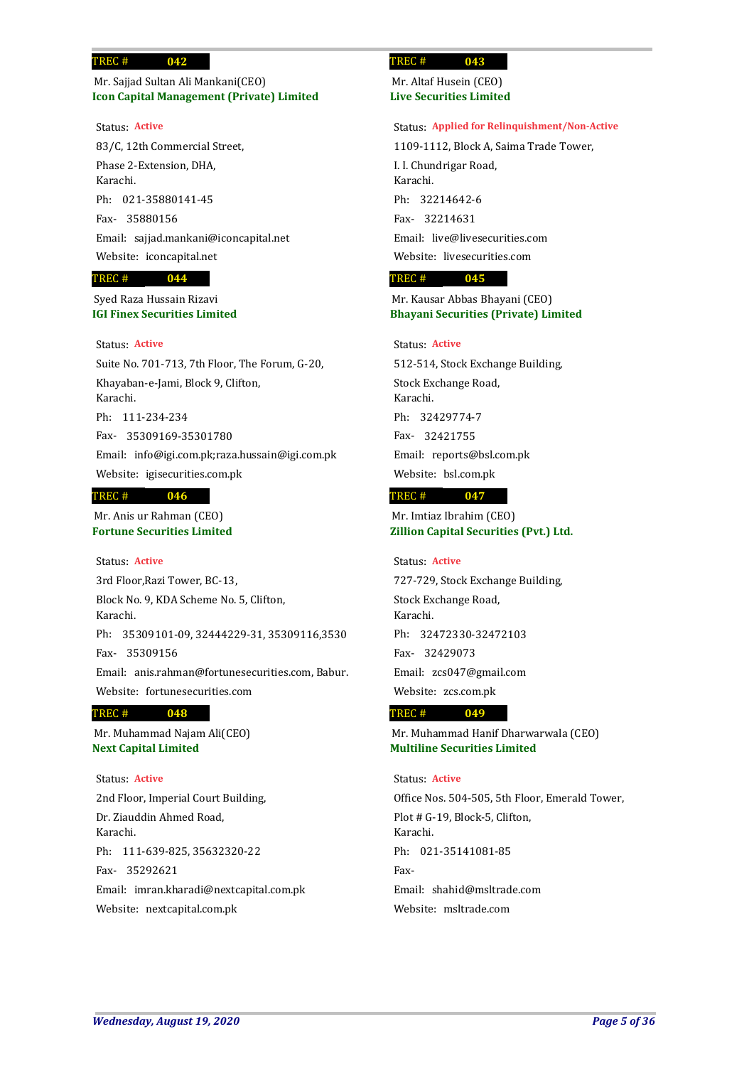**TREC # 042**

Mr. Sajjad Sultan Ali Mankani(CEO)
**Icon Capital Management (Private) Limited**

Status: **Active**

83/C, 12th Commercial Street,
Phase 2-Extension, DHA,
Karachi.

Ph: 021-35880141-45

Fax- 35880156

Email: sajjad.mankani@iconcapital.net

Website: iconcapital.net

**TREC # 043**

Mr. Altaf Husein (CEO)
**Live Securities Limited**

Status: **Applied for Relinquishment/Non-Active**

1109-1112, Block A, Saima Trade Tower,
I. I. Chundrigar Road,
Karachi.

Ph: 32214642-6

Fax- 32214631

Email: live@livesecurities.com

Website: livesecurities.com

**TREC # 044**

Syed Raza Hussain Rizavi
**IGI Finex Securities Limited**

Status: **Active**

Suite No. 701-713, 7th Floor, The Forum, G-20,
Khayaban-e-Jami, Block 9, Clifton,
Karachi.

Ph: 111-234-234

Fax- 35309169-35301780

Email: info@igi.com.pk;raza.hussain@igi.com.pk

Website: igisecurities.com.pk

**TREC # 045**

Mr. Kausar Abbas Bhayani (CEO)
**Bhayani Securities (Private) Limited**

Status: **Active**

512-514, Stock Exchange Building,
Stock Exchange Road,
Karachi.

Ph: 32429774-7

Fax- 32421755

Email: reports@bsl.com.pk

Website: bsl.com.pk

**TREC # 046**

Mr. Anis ur Rahman (CEO)
**Fortune Securities Limited**

Status: **Active**

3rd Floor,Razi Tower, BC-13,
Block No. 9, KDA Scheme No. 5, Clifton,
Karachi.

Ph: 35309101-09, 32444229-31, 35309116,3530

Fax- 35309156

Email: anis.rahman@fortunesecurities.com, Babur.

Website: fortunesecurities.com

**TREC # 047**

Mr. Imtiaz Ibrahim (CEO)
**Zillion Capital Securities (Pvt.) Ltd.**

Status: **Active**

727-729, Stock Exchange Building,
Stock Exchange Road,
Karachi.

Ph: 32472330-32472103

Fax- 32429073

Email: zcs047@gmail.com

Website: zcs.com.pk

**TREC # 048**

Mr. Muhammad Najam Ali(CEO)
**Next Capital Limited**

Status: **Active**

2nd Floor, Imperial Court Building,
Dr. Ziauddin Ahmed Road,
Karachi.

Ph: 111-639-825, 35632320-22

Fax- 35292621

Email: imran.kharadi@nextcapital.com.pk

Website: nextcapital.com.pk

**TREC # 049**

Mr. Muhammad Hanif Dharwarwala (CEO)
**Multiline Securities Limited**

Status: **Active**

Office Nos. 504-505, 5th Floor, Emerald Tower,
Plot # G-19, Block-5, Clifton,
Karachi.

Ph: 021-35141081-85

Fax-

Email: shahid@msltrade.com

Website: msltrade.com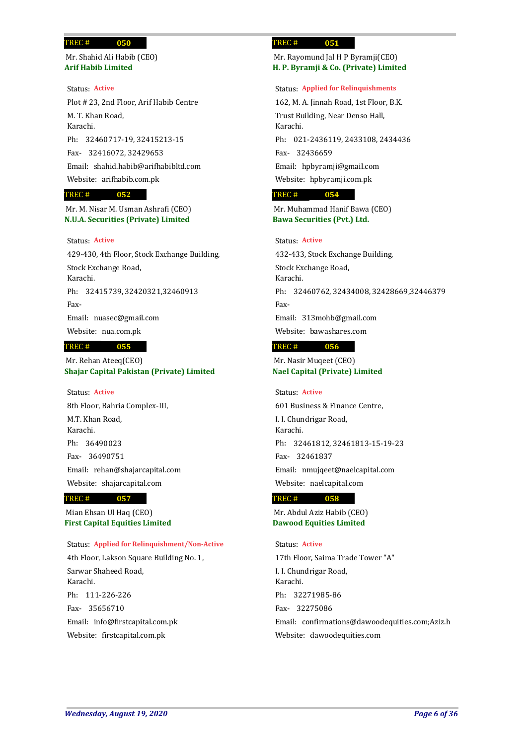**TREC # 050**

Mr. Shahid Ali Habib (CEO)
**Arif Habib Limited**

Status: Active

Plot # 23, 2nd Floor, Arif Habib Centre
M. T. Khan Road,
Karachi.

Ph: 32460717-19, 32415213-15

Fax- 32416072, 32429653

Email: shahid.habib@arifhabibltd.com

Website: arifhabib.com.pk

**TREC # 051**

Mr. Rayomund Jal H P Byramji(CEO)
**H. P. Byramji & Co. (Private) Limited**

Status: Applied for Relinquishments

162, M. A. Jinnah Road, 1st Floor, B.K.
Trust Building, Near Denso Hall,
Karachi.

Ph: 021-2436119, 2433108, 2434436

Fax- 32436659

Email: hpbyramji@gmail.com

Website: hpbyramji.com.pk

**TREC # 052**

Mr. M. Nisar M. Usman Ashrafi (CEO)
**N.U.A. Securities (Private) Limited**

Status: Active

429-430, 4th Floor, Stock Exchange Building,
Stock Exchange Road,
Karachi.

Ph: 32415739, 32420321,32460913

Fax-

Email: nuasec@gmail.com

Website: nua.com.pk

**TREC # 054**

Mr. Muhammad Hanif Bawa (CEO)
**Bawa Securities (Pvt.) Ltd.**

Status: Active

432-433, Stock Exchange Building,
Stock Exchange Road,
Karachi.

Ph: 32460762, 32434008, 32428669,32446379

Fax-

Email: 313mohb@gmail.com

Website: bawashares.com

**TREC # 055**

Mr. Rehan Ateeq(CEO)
**Shajar Capital Pakistan (Private) Limited**

Status: Active

8th Floor, Bahria Complex-III,
M.T. Khan Road,
Karachi.

Ph: 36490023

Fax- 36490751

Email: rehan@shajarcapital.com

Website: shajarcapital.com

**TREC # 056**

Mr. Nasir Muqeet (CEO)
**Nael Capital (Private) Limited**

Status: Active

601 Business & Finance Centre,
I. I. Chundrigar Road,
Karachi.

Ph: 32461812, 32461813-15-19-23

Fax- 32461837

Email: nmujqeet@naelcapital.com

Website: naelcapital.com

**TREC # 057**

Mian Ehsan Ul Haq (CEO)
**First Capital Equities Limited**

Status: Applied for Relinquishment/Non-Active

4th Floor, Lakson Square Building No. 1,
Sarwar Shaheed Road,
Karachi.

Ph: 111-226-226

Fax- 35656710

Email: info@firstcapital.com.pk

Website: firstcapital.com.pk

**TREC # 058**

Mr. Abdul Aziz Habib (CEO)
**Dawood Equities Limited**

Status: Active

17th Floor, Saima Trade Tower "A"
I. I. Chundrigar Road,
Karachi.

Ph: 32271985-86

Fax- 32275086

Email: confirmations@dawoodequities.com;Aziz.h

Website: dawoodequities.com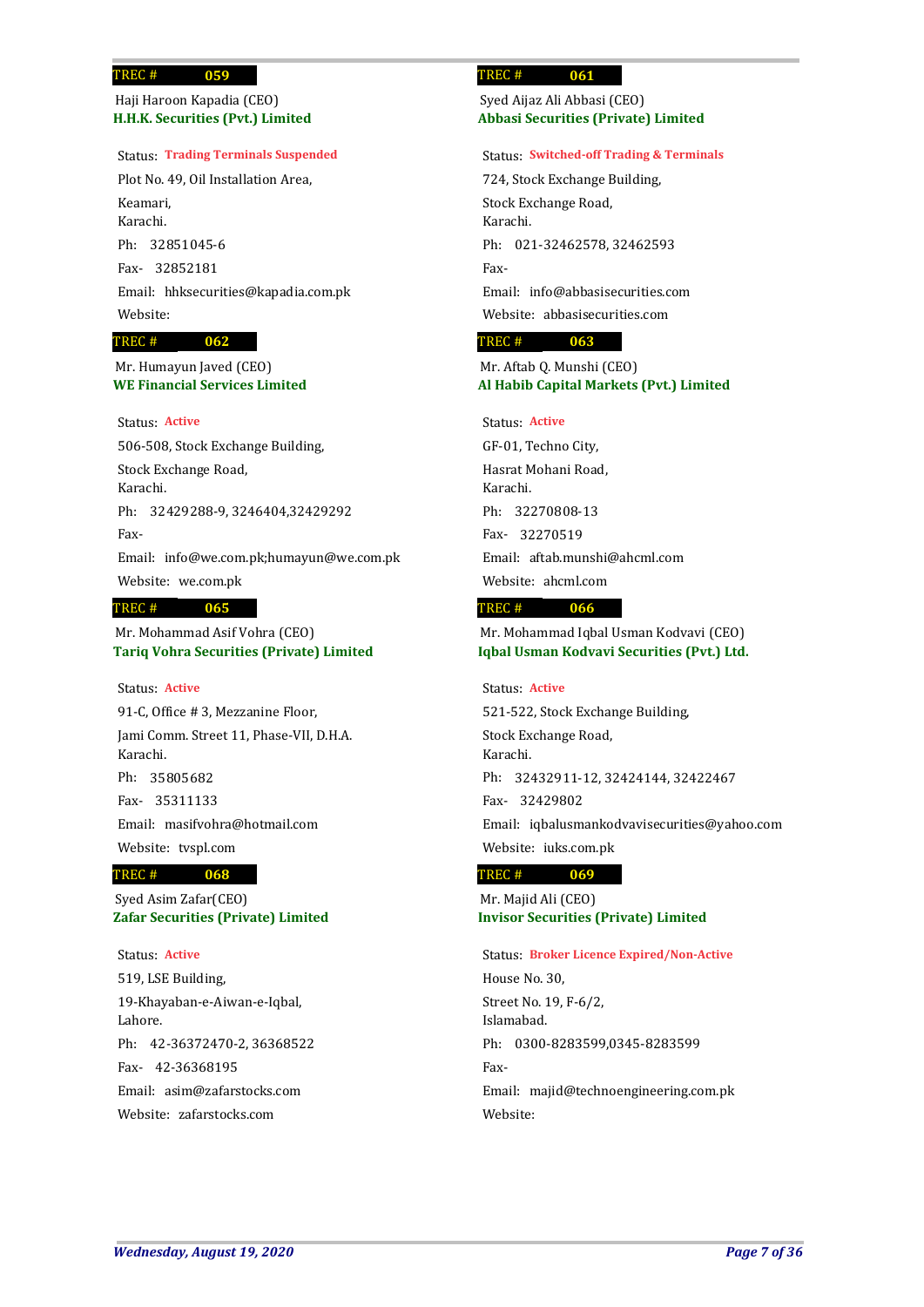**TREC # 059**

Haji Haroon Kapadia (CEO)
**H.H.K. Securities (Pvt.) Limited**

Status: **Trading Terminals Suspended**
Plot No. 49, Oil Installation Area,
Keamari,
Karachi.
Ph: 32851045-6
Fax- 32852181
Email: hhksecurities@kapadia.com.pk
Website:

**TREC # 061**

Syed Aijaz Ali Abbasi (CEO)
**Abbasi Securities (Private) Limited**

Status: **Switched-off Trading & Terminals**
724, Stock Exchange Building,
Stock Exchange Road,
Karachi.
Ph: 021-32462578, 32462593
Fax-
Email: info@abbasisecurities.com
Website: abbasisecurities.com

**TREC # 062**

Mr. Humayun Javed (CEO)
**WE Financial Services Limited**

Status: **Active**
506-508, Stock Exchange Building,
Stock Exchange Road,
Karachi.
Ph: 32429288-9, 3246404,32429292
Fax-
Email: info@we.com.pk;humayun@we.com.pk
Website: we.com.pk

**TREC # 063**

Mr. Aftab Q. Munshi (CEO)
**Al Habib Capital Markets (Pvt.) Limited**

Status: **Active**
GF-01, Techno City,
Hasrat Mohani Road,
Karachi.
Ph: 32270808-13
Fax- 32270519
Email: aftab.munshi@ahcml.com
Website: ahcml.com

**TREC # 065**

Mr. Mohammad Asif Vohra (CEO)
**Tariq Vohra Securities (Private) Limited**

Status: **Active**
91-C, Office # 3, Mezzanine Floor,
Jami Comm. Street 11, Phase-VII, D.H.A.
Karachi.
Ph: 35805682
Fax- 35311133
Email: masifvohra@hotmail.com
Website: tvspl.com

**TREC # 066**

Mr. Mohammad Iqbal Usman Kodvavi (CEO)
**Iqbal Usman Kodvavi Securities (Pvt.) Ltd.**

Status: **Active**
521-522, Stock Exchange Building,
Stock Exchange Road,
Karachi.
Ph: 32432911-12, 32424144, 32422467
Fax- 32429802
Email: iqbalusmankodvavisecurities@yahoo.com
Website: iuks.com.pk

**TREC # 068**

Syed Asim Zafar(CEO)
**Zafar Securities (Private) Limited**

Status: **Active**
519, LSE Building,
19-Khayaban-e-Aiwan-e-Iqbal,
Lahore.
Ph: 42-36372470-2, 36368522
Fax- 42-36368195
Email: asim@zafarstocks.com
Website: zafarstocks.com

**TREC # 069**

Mr. Majid Ali (CEO)
**Invisor Securities (Private) Limited**

Status: **Broker Licence Expired/Non-Active**
House No. 30,
Street No. 19, F-6/2,
Islamabad.
Ph: 0300-8283599,0345-8283599
Fax-
Email: majid@technoengineering.com.pk
Website: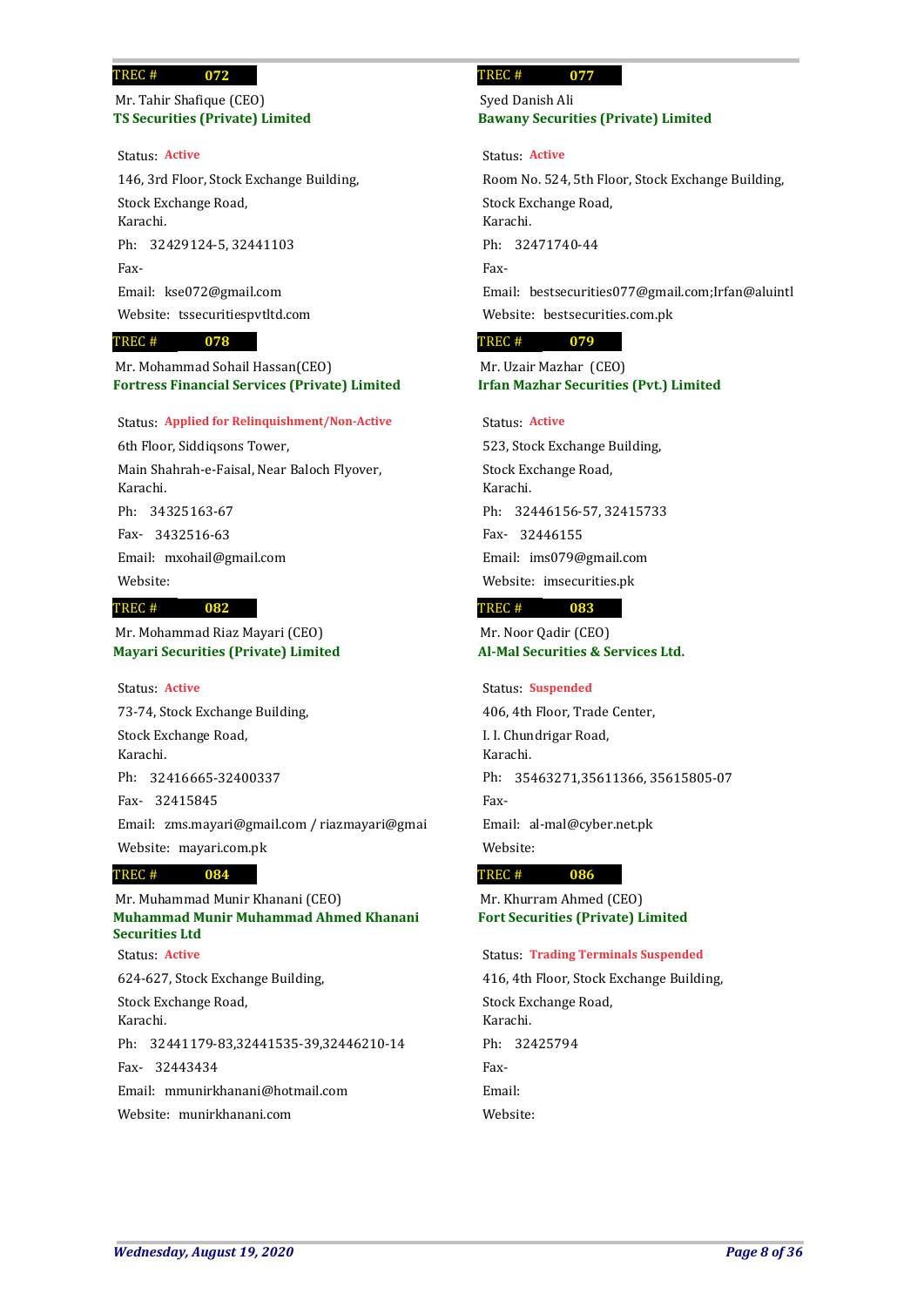**TREC # 072**

Mr. Tahir Shafique (CEO)
**TS Securities (Private) Limited**

Status: **Active**

146, 3rd Floor, Stock Exchange Building,
Stock Exchange Road,
Karachi.

Ph: 32429124-5, 32441103

Fax-

Email: kse072@gmail.com

Website: tssecuritiespvtltd.com

**TREC # 077**

Syed Danish Ali
**Bawany Securities (Private) Limited**

Status: **Active**

Room No. 524, 5th Floor, Stock Exchange Building,
Stock Exchange Road,
Karachi.

Ph: 32471740-44

Fax-

Email: bestsecurities077@gmail.com;Irfan@aluintl

Website: bestsecurities.com.pk

**TREC # 078**

Mr. Mohammad Sohail Hassan(CEO)
**Fortress Financial Services (Private) Limited**

Status: **Applied for Relinquishment/Non-Active**

6th Floor, Siddiqsons Tower,
Main Shahrah-e-Faisal, Near Baloch Flyover,
Karachi.

Ph: 34325163-67

Fax- 3432516-63

Email: mxohail@gmail.com

Website:

**TREC # 079**

Mr. Uzair Mazhar (CEO)
**Irfan Mazhar Securities (Pvt.) Limited**

Status: **Active**

523, Stock Exchange Building,
Stock Exchange Road,
Karachi.

Ph: 32446156-57, 32415733

Fax- 32446155

Email: ims079@gmail.com

Website: imsecurities.pk

**TREC # 082**

Mr. Mohammad Riaz Mayari (CEO)
**Mayari Securities (Private) Limited**

Status: **Active**

73-74, Stock Exchange Building,
Stock Exchange Road,
Karachi.

Ph: 32416665-32400337

Fax- 32415845

Email: zms.mayari@gmail.com / riazmayari@gmai

Website: mayari.com.pk

**TREC # 083**

Mr. Noor Qadir (CEO)
**Al-Mal Securities & Services Ltd.**

Status: **Suspended**

406, 4th Floor, Trade Center,
I. I. Chundrigar Road,
Karachi.

Ph: 35463271,35611366, 35615805-07

Fax-

Email: al-mal@cyber.net.pk

Website:

**TREC # 084**

Mr. Muhammad Munir Khanani (CEO)
**Muhammad Munir Muhammad Ahmed Khanani Securities Ltd**

Status: **Active**

624-627, Stock Exchange Building,
Stock Exchange Road,
Karachi.

Ph: 32441179-83,32441535-39,32446210-14

Fax- 32443434

Email: mmunirkhanani@hotmail.com

Website: munirkhanani.com

**TREC # 086**

Mr. Khurram Ahmed (CEO)
**Fort Securities (Private) Limited**

Status: **Trading Terminals Suspended**

416, 4th Floor, Stock Exchange Building,
Stock Exchange Road,
Karachi.

Ph: 32425794

Fax-

Email:

Website: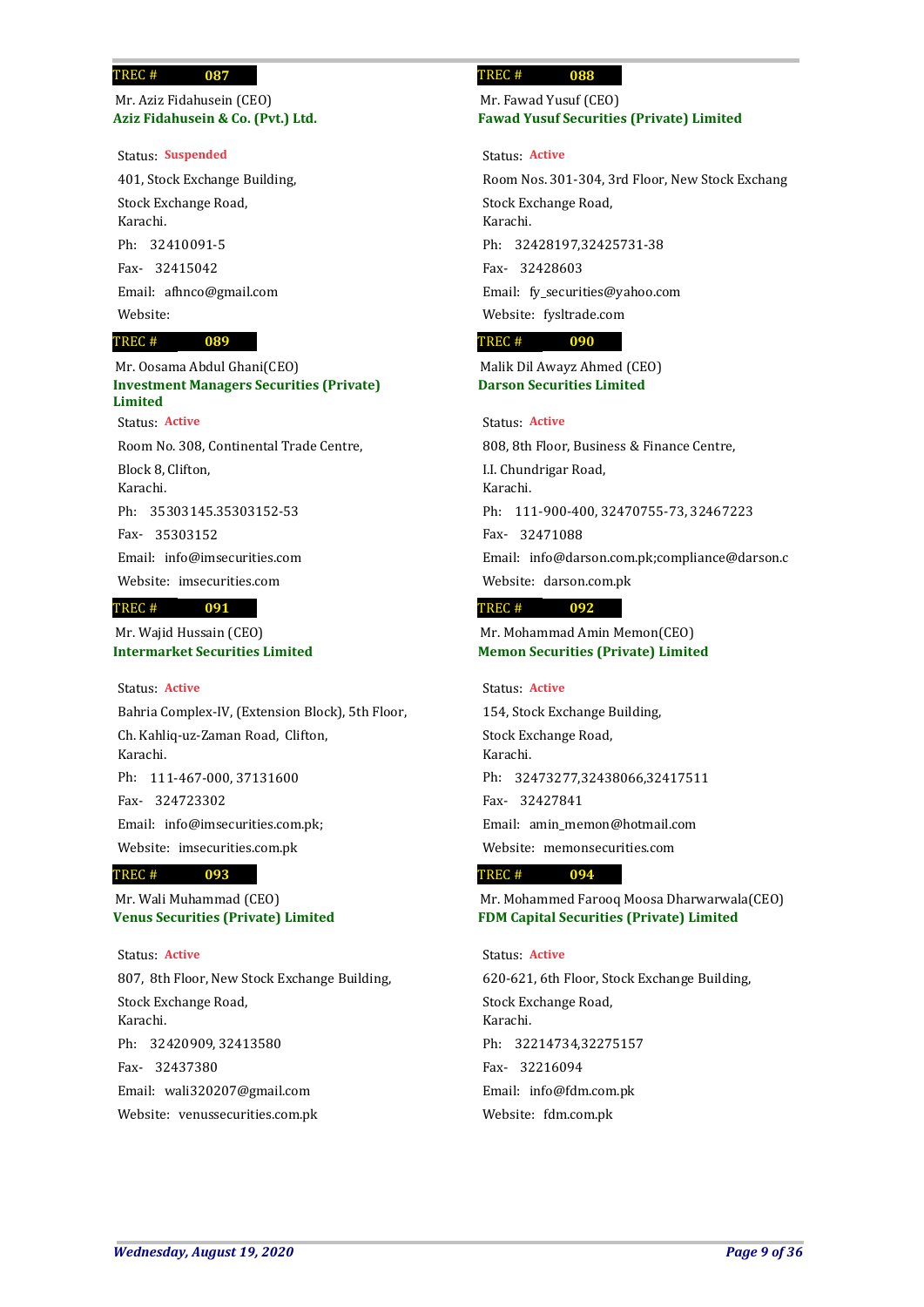**TREC # 087**

Mr. Aziz Fidahusein (CEO)
**Aziz Fidahusein & Co. (Pvt.) Ltd.**

Status: **Suspended**
401, Stock Exchange Building,
Stock Exchange Road,
Karachi.
Ph: 32410091-5
Fax- 32415042
Email: afhnco@gmail.com
Website:

**TREC # 088**

Mr. Fawad Yusuf (CEO)
**Fawad Yusuf Securities (Private) Limited**

Status: **Active**
Room Nos. 301-304, 3rd Floor, New Stock Exchang
Stock Exchange Road,
Karachi.
Ph: 32428197,32425731-38
Fax- 32428603
Email: fy_securities@yahoo.com
Website: fysltrade.com

**TREC # 089**

Mr. Oosama Abdul Ghani(CEO)
**Investment Managers Securities (Private) Limited**

Status: **Active**
Room No. 308, Continental Trade Centre,
Block 8, Clifton,
Karachi.
Ph: 35303145.35303152-53
Fax- 35303152
Email: info@imsecurities.com
Website: imsecurities.com

**TREC # 090**

Malik Dil Awayz Ahmed (CEO)
**Darson Securities Limited**

Status: **Active**
808, 8th Floor, Business & Finance Centre,
I.I. Chundrigar Road,
Karachi.
Ph: 111-900-400, 32470755-73, 32467223
Fax- 32471088
Email: info@darson.com.pk;compliance@darson.c
Website: darson.com.pk

**TREC # 091**

Mr. Wajid Hussain (CEO)
**Intermarket Securities Limited**

Status: **Active**
Bahria Complex-IV, (Extension Block), 5th Floor,
Ch. Kahliq-uz-Zaman Road, Clifton,
Karachi.
Ph: 111-467-000, 37131600
Fax- 324723302
Email: info@imsecurities.com.pk;
Website: imsecurities.com.pk

**TREC # 092**

Mr. Mohammad Amin Memon(CEO)
**Memon Securities (Private) Limited**

Status: **Active**
154, Stock Exchange Building,
Stock Exchange Road,
Karachi.
Ph: 32473277,32438066,32417511
Fax- 32427841
Email: amin_memon@hotmail.com
Website: memonsecurities.com

**TREC # 093**

Mr. Wali Muhammad (CEO)
**Venus Securities (Private) Limited**

Status: **Active**
807, 8th Floor, New Stock Exchange Building,
Stock Exchange Road,
Karachi.
Ph: 32420909, 32413580
Fax- 32437380
Email: wali320207@gmail.com
Website: venussecurities.com.pk

**TREC # 094**

Mr. Mohammed Farooq Moosa Dharwarwala(CEO)
**FDM Capital Securities (Private) Limited**

Status: **Active**
620-621, 6th Floor, Stock Exchange Building,
Stock Exchange Road,
Karachi.
Ph: 32214734,32275157
Fax- 32216094
Email: info@fdm.com.pk
Website: fdm.com.pk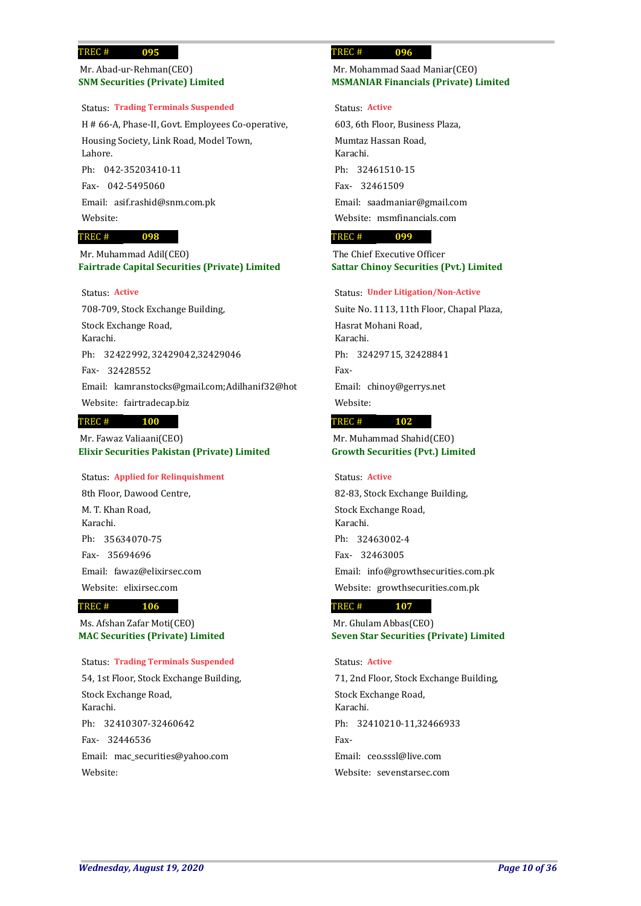**TREC # 095**

Mr. Abad-ur-Rehman(CEO)
**SNM Securities (Private) Limited**

Status: **Trading Terminals Suspended**

H # 66-A, Phase-II, Govt. Employees Co-operative,
Housing Society, Link Road, Model Town,
Lahore.

Ph: 042-35203410-11

Fax- 042-5495060

Email: asif.rashid@snm.com.pk

Website:

**TREC # 096**

Mr. Mohammad Saad Maniar(CEO)
**MSMANIAR Financials (Private) Limited**

Status: **Active**

603, 6th Floor, Business Plaza,
Mumtaz Hassan Road,
Karachi.

Ph: 32461510-15

Fax- 32461509

Email: saadmaniar@gmail.com

Website: msmfinancials.com

**TREC # 098**

Mr. Muhammad Adil(CEO)
**Fairtrade Capital Securities (Private) Limited**

Status: **Active**

708-709, Stock Exchange Building,
Stock Exchange Road,
Karachi.

Ph: 32422992, 32429042,32429046

Fax- 32428552

Email: kamranstocks@gmail.com;Adilhanif32@hot

Website: fairtradecap.biz

**TREC # 099**

The Chief Executive Officer
**Sattar Chinoy Securities (Pvt.) Limited**

Status: **Under Litigation/Non-Active**

Suite No. 1113, 11th Floor, Chapal Plaza,
Hasrat Mohani Road,
Karachi.

Ph: 32429715, 32428841

Fax-

Email: chinoy@gerrys.net

Website:

**TREC # 100**

Mr. Fawaz Valiaani(CEO)
**Elixir Securities Pakistan (Private) Limited**

Status: **Applied for Relinquishment**

8th Floor, Dawood Centre,
M. T. Khan Road,
Karachi.

Ph: 35634070-75

Fax- 35694696

Email: fawaz@elixirsec.com

Website: elixirsec.com

**TREC # 102**

Mr. Muhammad Shahid(CEO)
**Growth Securities (Pvt.) Limited**

Status: **Active**

82-83, Stock Exchange Building,
Stock Exchange Road,
Karachi.

Ph: 32463002-4

Fax- 32463005

Email: info@growthsecurities.com.pk

Website: growthsecurities.com.pk

**TREC # 106**

Ms. Afshan Zafar Moti(CEO)
**MAC Securities (Private) Limited**

Status: **Trading Terminals Suspended**

54, 1st Floor, Stock Exchange Building,
Stock Exchange Road,
Karachi.

Ph: 32410307-32460642

Fax- 32446536

Email: mac_securities@yahoo.com

Website:

**TREC # 107**

Mr. Ghulam Abbas(CEO)
**Seven Star Securities (Private) Limited**

Status: **Active**

71, 2nd Floor, Stock Exchange Building,
Stock Exchange Road,
Karachi.

Ph: 32410210-11,32466933

Fax-

Email: ceo.sssl@live.com

Website: sevenstarsec.com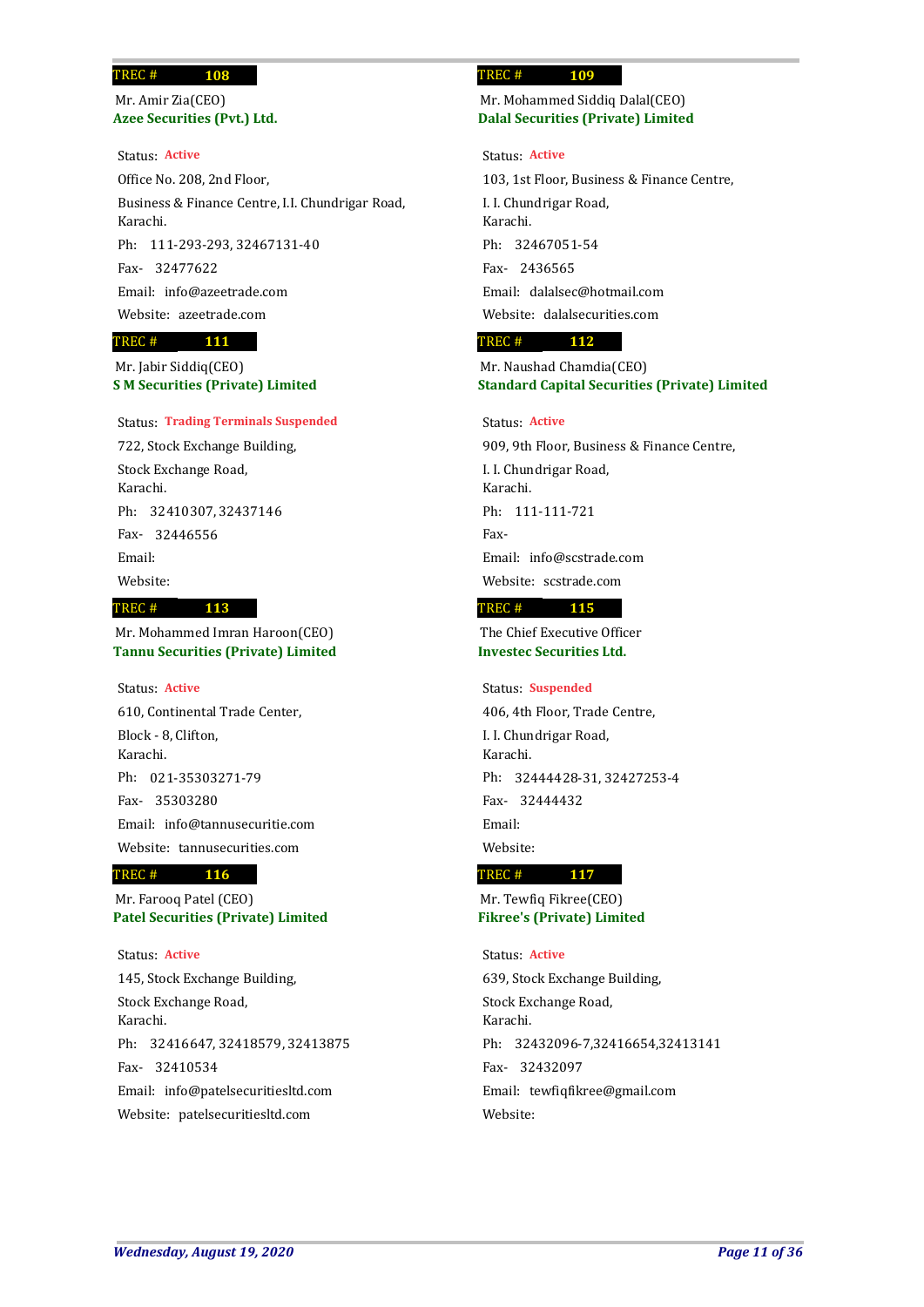**TREC # 108**

Mr. Amir Zia(CEO)
**Azee Securities (Pvt.) Ltd.**

Status: **Active**

Office No. 208, 2nd Floor,
Business & Finance Centre, I.I. Chundrigar Road,
Karachi.
Ph: 111-293-293, 32467131-40
Fax- 32477622
Email: info@azeetrade.com
Website: azeetrade.com

**TREC # 109**

Mr. Mohammed Siddiq Dalal(CEO)
**Dalal Securities (Private) Limited**

Status: **Active**

103, 1st Floor, Business & Finance Centre,
I. I. Chundrigar Road,
Karachi.
Ph: 32467051-54
Fax- 2436565
Email: dalalsec@hotmail.com
Website: dalalsecurities.com

**TREC # 111**

Mr. Jabir Siddiq(CEO)
**S M Securities (Private) Limited**

Status: **Trading Terminals Suspended**

722, Stock Exchange Building,
Stock Exchange Road,
Karachi.
Ph: 32410307, 32437146
Fax- 32446556
Email:
Website:

**TREC # 112**

Mr. Naushad Chamdia(CEO)
**Standard Capital Securities (Private) Limited**

Status: **Active**

909, 9th Floor, Business & Finance Centre,
I. I. Chundrigar Road,
Karachi.
Ph: 111-111-721
Fax-
Email: info@scstrade.com
Website: scstrade.com

**TREC # 113**

Mr. Mohammed Imran Haroon(CEO)
**Tannu Securities (Private) Limited**

Status: **Active**

610, Continental Trade Center,
Block - 8, Clifton,
Karachi.
Ph: 021-35303271-79
Fax- 35303280
Email: info@tannusecuritie.com
Website: tannusecurities.com

**TREC # 115**

The Chief Executive Officer
**Investec Securities Ltd.**

Status: **Suspended**

406, 4th Floor, Trade Centre,
I. I. Chundrigar Road,
Karachi.
Ph: 32444428-31, 32427253-4
Fax- 32444432
Email:
Website:

**TREC # 116**

Mr. Farooq Patel (CEO)
**Patel Securities (Private) Limited**

Status: **Active**

145, Stock Exchange Building,
Stock Exchange Road,
Karachi.
Ph: 32416647, 32418579, 32413875
Fax- 32410534
Email: info@patelsecuritiesltd.com
Website: patelsecuritiesltd.com

**TREC # 117**

Mr. Tewfiq Fikree(CEO)
**Fikree's (Private) Limited**

Status: **Active**

639, Stock Exchange Building,
Stock Exchange Road,
Karachi.
Ph: 32432096-7,32416654,32413141
Fax- 32432097
Email: tewfiqfikree@gmail.com
Website: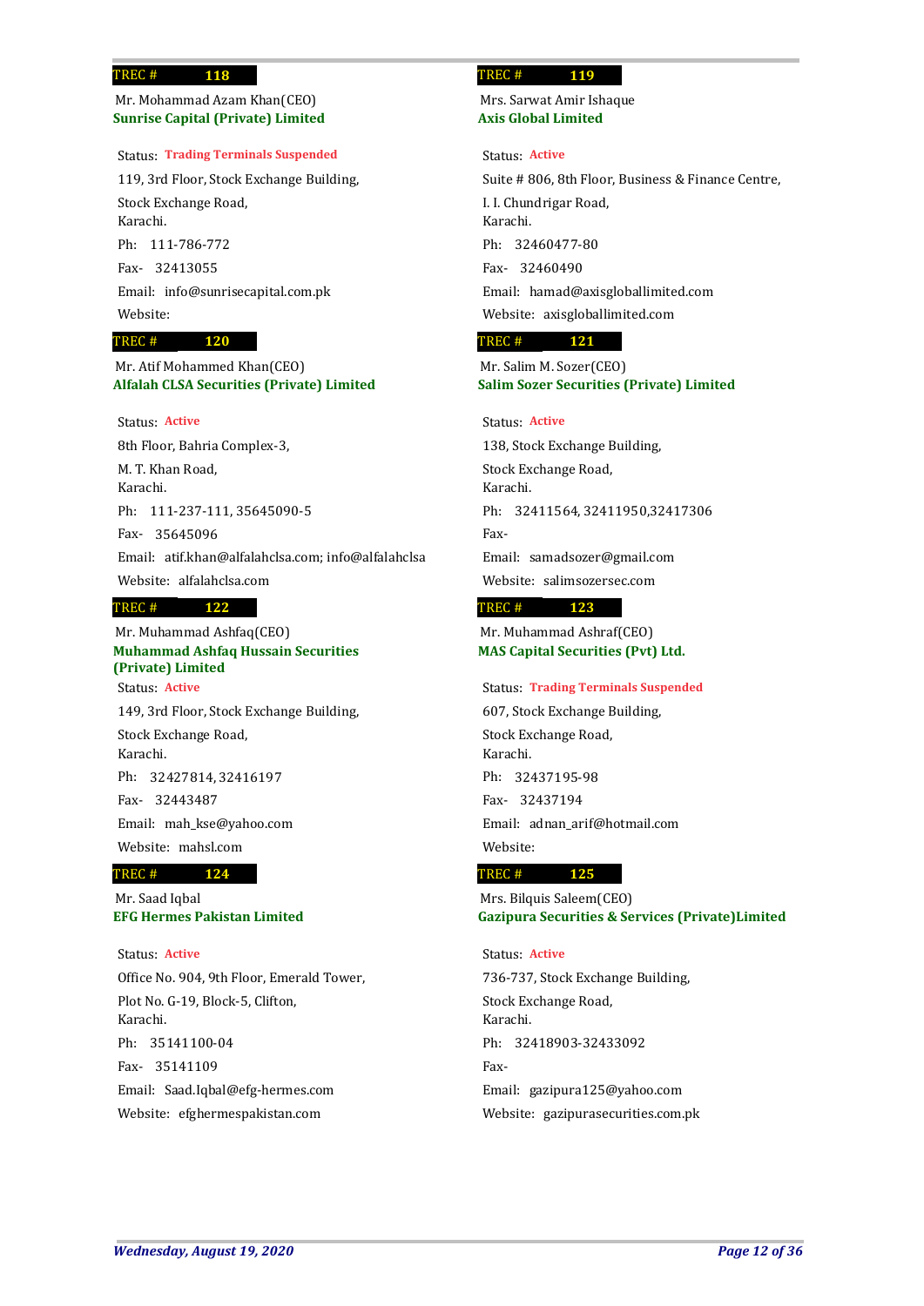**TREC # 118**

Mr. Mohammad Azam Khan(CEO)
**Sunrise Capital (Private) Limited**

Status: **Trading Terminals Suspended**

119, 3rd Floor, Stock Exchange Building,
Stock Exchange Road,
Karachi.

Ph: 111-786-772
Fax- 32413055
Email: info@sunrisecapital.com.pk
Website:

**TREC # 119**

Mrs. Sarwat Amir Ishaque
**Axis Global Limited**

Status: **Active**

Suite # 806, 8th Floor, Business & Finance Centre,
I. I. Chundrigar Road,
Karachi.

Ph: 32460477-80
Fax- 32460490
Email: hamad@axisgloballimited.com
Website: axisgloballimited.com

**TREC # 120**

Mr. Atif Mohammed Khan(CEO)
**Alfalah CLSA Securities (Private) Limited**

Status: **Active**

8th Floor, Bahria Complex-3,
M. T. Khan Road,
Karachi.

Ph: 111-237-111, 35645090-5
Fax- 35645096
Email: atif.khan@alfalahclsa.com; info@alfalahclsa
Website: alfalahclsa.com

**TREC # 121**

Mr. Salim M. Sozer(CEO)
**Salim Sozer Securities (Private) Limited**

Status: **Active**

138, Stock Exchange Building,
Stock Exchange Road,
Karachi.

Ph: 32411564, 32411950,32417306
Fax-
Email: samadsozer@gmail.com
Website: salimsozersec.com

**TREC # 122**

Mr. Muhammad Ashfaq(CEO)
**Muhammad Ashfaq Hussain Securities (Private) Limited**

Status: **Active**

149, 3rd Floor, Stock Exchange Building,
Stock Exchange Road,
Karachi.

Ph: 32427814, 32416197
Fax- 32443487
Email: mah_kse@yahoo.com
Website: mahsl.com

**TREC # 123**

Mr. Muhammad Ashraf(CEO)
**MAS Capital Securities (Pvt) Ltd.**

Status: **Trading Terminals Suspended**

607, Stock Exchange Building,
Stock Exchange Road,
Karachi.

Ph: 32437195-98
Fax- 32437194
Email: adnan_arif@hotmail.com
Website:

**TREC # 124**

Mr. Saad Iqbal
**EFG Hermes Pakistan Limited**

Status: **Active**

Office No. 904, 9th Floor, Emerald Tower,
Plot No. G-19, Block-5, Clifton,
Karachi.

Ph: 35141100-04
Fax- 35141109
Email: Saad.Iqbal@efg-hermes.com
Website: efghermespakistan.com

**TREC # 125**

Mrs. Bilquis Saleem(CEO)
**Gazipura Securities & Services (Private)Limited**

Status: **Active**

736-737, Stock Exchange Building,
Stock Exchange Road,
Karachi.

Ph: 32418903-32433092
Fax-
Email: gazipura125@yahoo.com
Website: gazipurasecurities.com.pk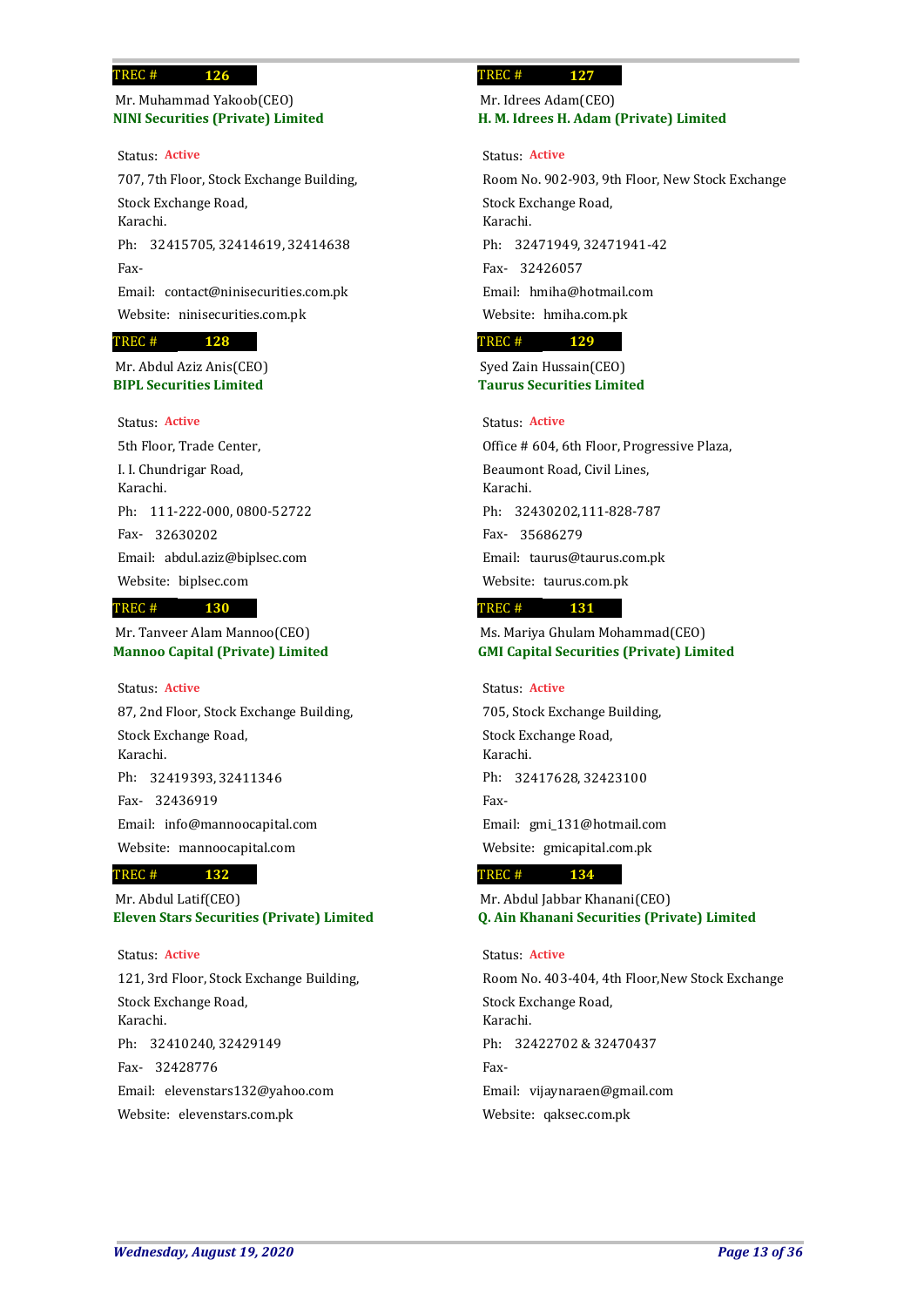**TREC # 126**

Mr. Muhammad Yakoob(CEO)
**NINI Securities (Private) Limited**

Status: Active
707, 7th Floor, Stock Exchange Building,
Stock Exchange Road,
Karachi.
Ph: 32415705, 32414619, 32414638
Fax-
Email: contact@ninisecurities.com.pk
Website: ninisecurities.com.pk

**TREC # 127**

Mr. Idrees Adam(CEO)
**H. M. Idrees H. Adam (Private) Limited**

Status: Active
Room No. 902-903, 9th Floor, New Stock Exchange
Stock Exchange Road,
Karachi.
Ph: 32471949, 32471941-42
Fax- 32426057
Email: hmiha@hotmail.com
Website: hmiha.com.pk

**TREC # 128**

Mr. Abdul Aziz Anis(CEO)
**BIPL Securities Limited**

Status: Active
5th Floor, Trade Center,
I. I. Chundrigar Road,
Karachi.
Ph: 111-222-000, 0800-52722
Fax- 32630202
Email: abdul.aziz@biplsec.com
Website: biplsec.com

**TREC # 129**

Syed Zain Hussain(CEO)
**Taurus Securities Limited**

Status: Active
Office # 604, 6th Floor, Progressive Plaza,
Beaumont Road, Civil Lines,
Karachi.
Ph: 32430202,111-828-787
Fax- 35686279
Email: taurus@taurus.com.pk
Website: taurus.com.pk

**TREC # 130**

Mr. Tanveer Alam Mannoo(CEO)
**Mannoo Capital (Private) Limited**

Status: Active
87, 2nd Floor, Stock Exchange Building,
Stock Exchange Road,
Karachi.
Ph: 32419393, 32411346
Fax- 32436919
Email: info@mannoocapital.com
Website: mannoocapital.com

**TREC # 131**

Ms. Mariya Ghulam Mohammad(CEO)
**GMI Capital Securities (Private) Limited**

Status: Active
705, Stock Exchange Building,
Stock Exchange Road,
Karachi.
Ph: 32417628, 32423100
Fax-
Email: gmi_131@hotmail.com
Website: gmicapital.com.pk

**TREC # 132**

Mr. Abdul Latif(CEO)
**Eleven Stars Securities (Private) Limited**

Status: Active
121, 3rd Floor, Stock Exchange Building,
Stock Exchange Road,
Karachi.
Ph: 32410240, 32429149
Fax- 32428776
Email: elevenstars132@yahoo.com
Website: elevenstars.com.pk

**TREC # 134**

Mr. Abdul Jabbar Khanani(CEO)
**Q. Ain Khanani Securities (Private) Limited**

Status: Active
Room No. 403-404, 4th Floor,New Stock Exchange
Stock Exchange Road,
Karachi.
Ph: 32422702 & 32470437
Fax-
Email: vijaynaraen@gmail.com
Website: qaksec.com.pk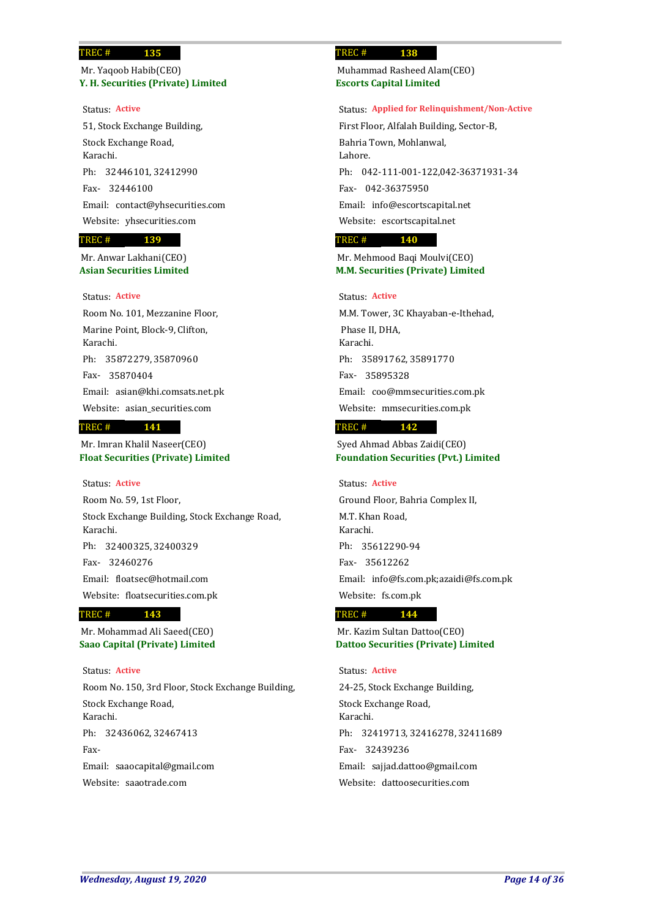**TREC # 135**

Mr. Yaqoob Habib(CEO)
**Y. H. Securities (Private) Limited**

Status: Active
51, Stock Exchange Building,
Stock Exchange Road,
Karachi.
Ph: 32446101, 32412990
Fax- 32446100
Email: contact@yhsecurities.com
Website: yhsecurities.com

**TREC # 138**

Muhammad Rasheed Alam(CEO)
**Escorts Capital Limited**

Status: Applied for Relinquishment/Non-Active
First Floor, Alfalah Building, Sector-B,
Bahria Town, Mohlanwal,
Lahore.
Ph: 042-111-001-122,042-36371931-34
Fax- 042-36375950
Email: info@escortscapital.net
Website: escortscapital.net

**TREC # 139**

Mr. Anwar Lakhani(CEO)
**Asian Securities Limited**

Status: Active
Room No. 101, Mezzanine Floor,
Marine Point, Block-9, Clifton,
Karachi.
Ph: 35872279, 35870960
Fax- 35870404
Email: asian@khi.comsats.net.pk
Website: asian_securities.com

**TREC # 140**

Mr. Mehmood Baqi Moulvi(CEO)
**M.M. Securities (Private) Limited**

Status: Active
M.M. Tower, 3C Khayaban-e-Ithehad,
Phase II, DHA,
Karachi.
Ph: 35891762, 35891770
Fax- 35895328
Email: coo@mmsecurities.com.pk
Website: mmsecurities.com.pk

**TREC # 141**

Mr. Imran Khalil Naseer(CEO)
**Float Securities (Private) Limited**

Status: Active
Room No. 59, 1st Floor,
Stock Exchange Building, Stock Exchange Road,
Karachi.
Ph: 32400325, 32400329
Fax- 32460276
Email: floatsec@hotmail.com
Website: floatsecurities.com.pk

**TREC # 142**

Syed Ahmad Abbas Zaidi(CEO)
**Foundation Securities (Pvt.) Limited**

Status: Active
Ground Floor, Bahria Complex II,
M.T. Khan Road,
Karachi.
Ph: 35612290-94
Fax- 35612262
Email: info@fs.com.pk;azaidi@fs.com.pk
Website: fs.com.pk

**TREC # 143**

Mr. Mohammad Ali Saeed(CEO)
**Saao Capital (Private) Limited**

Status: Active
Room No. 150, 3rd Floor, Stock Exchange Building,
Stock Exchange Road,
Karachi.
Ph: 32436062, 32467413
Fax-
Email: saaocapital@gmail.com
Website: saaotrade.com

**TREC # 144**

Mr. Kazim Sultan Dattoo(CEO)
**Dattoo Securities (Private) Limited**

Status: Active
24-25, Stock Exchange Building,
Stock Exchange Road,
Karachi.
Ph: 32419713, 32416278, 32411689
Fax- 32439236
Email: sajjad.dattoo@gmail.com
Website: dattoosecurities.com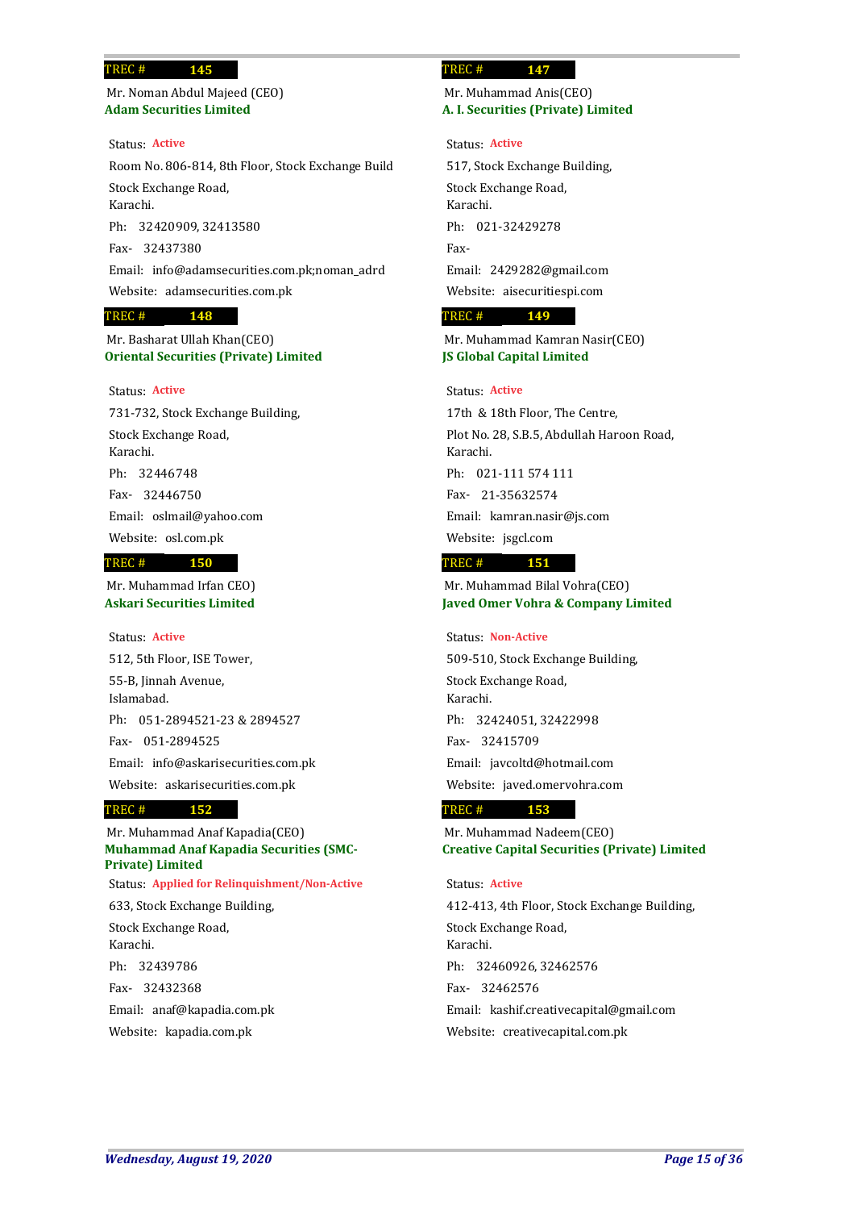**TREC # 145**

Mr. Noman Abdul Majeed (CEO)
**Adam Securities Limited**

Status: **Active**

Room No. 806-814, 8th Floor, Stock Exchange Build
Stock Exchange Road,
Karachi.

Ph: 32420909, 32413580

Fax- 32437380

Email: info@adamsecurities.com.pk;noman_adrd

Website: adamsecurities.com.pk

**TREC # 147**

Mr. Muhammad Anis(CEO)
**A. I. Securities (Private) Limited**

Status: **Active**

517, Stock Exchange Building,
Stock Exchange Road,
Karachi.

Ph: 021-32429278

Fax-

Email: 2429282@gmail.com

Website: aisecuritiespi.com

**TREC # 148**

Mr. Basharat Ullah Khan(CEO)
**Oriental Securities (Private) Limited**

Status: **Active**

731-732, Stock Exchange Building,
Stock Exchange Road,
Karachi.

Ph: 32446748

Fax- 32446750

Email: oslmail@yahoo.com

Website: osl.com.pk

**TREC # 149**

Mr. Muhammad Kamran Nasir(CEO)
**JS Global Capital Limited**

Status: **Active**

17th & 18th Floor, The Centre,
Plot No. 28, S.B.5, Abdullah Haroon Road,
Karachi.

Ph: 021-111 574 111

Fax- 21-35632574

Email: kamran.nasir@js.com

Website: jsgcl.com

**TREC # 150**

Mr. Muhammad Irfan CEO)
**Askari Securities Limited**

Status: **Active**

512, 5th Floor, ISE Tower,
55-B, Jinnah Avenue,
Islamabad.

Ph: 051-2894521-23 & 2894527

Fax- 051-2894525

Email: info@askarisecurities.com.pk

Website: askarisecurities.com.pk

**TREC # 151**

Mr. Muhammad Bilal Vohra(CEO)
**Javed Omer Vohra & Company Limited**

Status: **Non-Active**

509-510, Stock Exchange Building,
Stock Exchange Road,
Karachi.

Ph: 32424051, 32422998

Fax- 32415709

Email: javcoltd@hotmail.com

Website: javed.omervohra.com

**TREC # 152**

Mr. Muhammad Anaf Kapadia(CEO)
**Muhammad Anaf Kapadia Securities (SMC-Private) Limited**

Status: **Applied for Relinquishment/Non-Active**

633, Stock Exchange Building,
Stock Exchange Road,
Karachi.

Ph: 32439786

Fax- 32432368

Email: anaf@kapadia.com.pk

Website: kapadia.com.pk

**TREC # 153**

Mr. Muhammad Nadeem(CEO)
**Creative Capital Securities (Private) Limited**

Status: **Active**

412-413, 4th Floor, Stock Exchange Building,
Stock Exchange Road,
Karachi.

Ph: 32460926, 32462576

Fax- 32462576

Email: kashif.creativecapital@gmail.com

Website: creativecapital.com.pk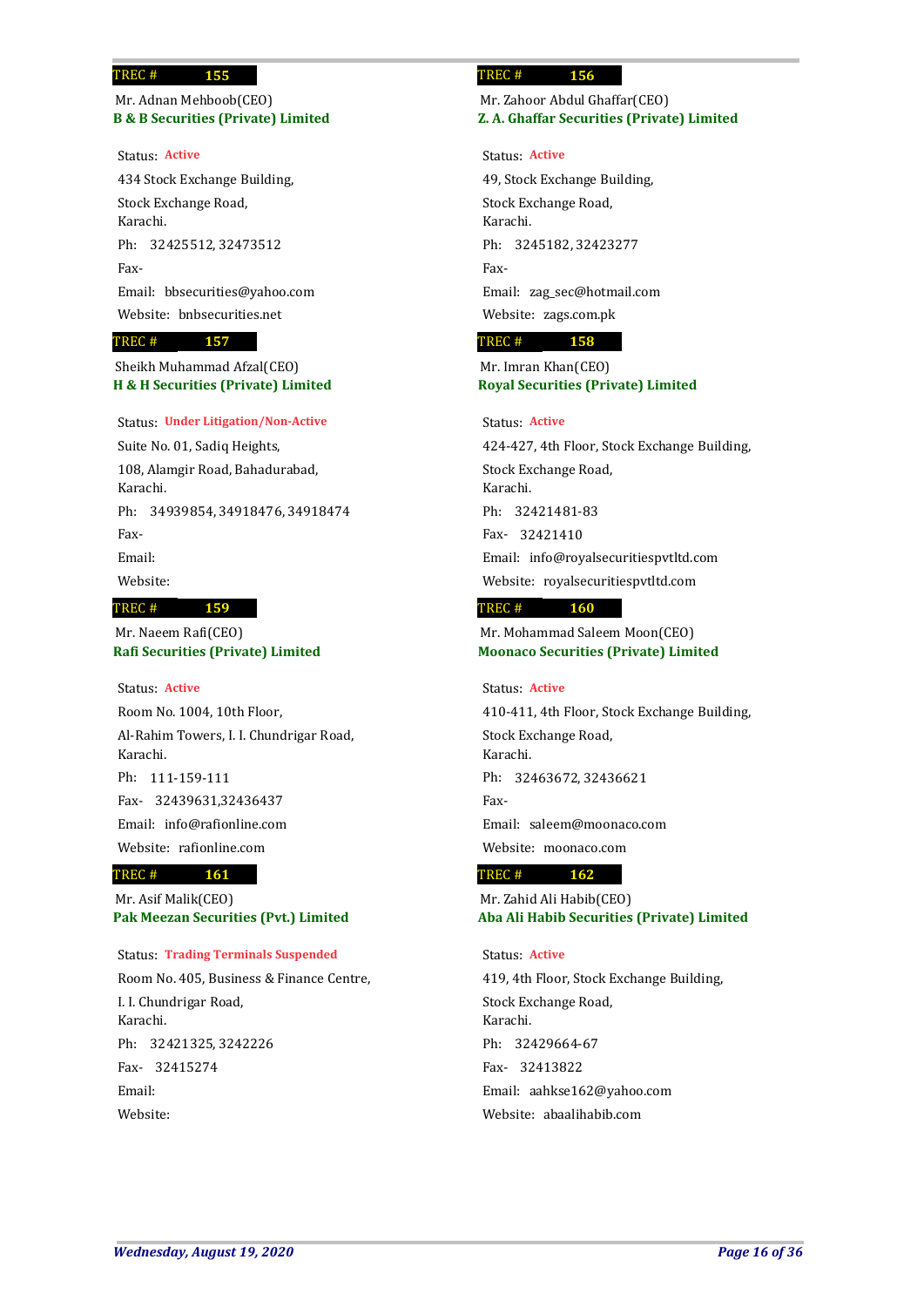**TREC # 155**

Mr. Adnan Mehboob(CEO)
**B & B Securities (Private) Limited**

Status: **Active**
434 Stock Exchange Building,
Stock Exchange Road,
Karachi.
Ph: 32425512, 32473512
Fax-
Email: bbsecurities@yahoo.com
Website: bnbsecurities.net

**TREC # 156**

Mr. Zahoor Abdul Ghaffar(CEO)
**Z. A. Ghaffar Securities (Private) Limited**

Status: **Active**
49, Stock Exchange Building,
Stock Exchange Road,
Karachi.
Ph: 3245182, 32423277
Fax-
Email: zag_sec@hotmail.com
Website: zags.com.pk

**TREC # 157**

Sheikh Muhammad Afzal(CEO)
**H & H Securities (Private) Limited**

Status: **Under Litigation/Non-Active**
Suite No. 01, Sadiq Heights,
108, Alamgir Road, Bahadurabad,
Karachi.
Ph: 34939854, 34918476, 34918474
Fax-
Email:
Website:

**TREC # 158**

Mr. Imran Khan(CEO)
**Royal Securities (Private) Limited**

Status: **Active**
424-427, 4th Floor, Stock Exchange Building,
Stock Exchange Road,
Karachi.
Ph: 32421481-83
Fax- 32421410
Email: info@royalsecuritiespvtltd.com
Website: royalsecuritiespvtltd.com

**TREC # 159**

Mr. Naeem Rafi(CEO)
**Rafi Securities (Private) Limited**

Status: **Active**
Room No. 1004, 10th Floor,
Al-Rahim Towers, I. I. Chundrigar Road,
Karachi.
Ph: 111-159-111
Fax- 32439631,32436437
Email: info@rafionline.com
Website: rafionline.com

**TREC # 160**

Mr. Mohammad Saleem Moon(CEO)
**Moonaco Securities (Private) Limited**

Status: **Active**
410-411, 4th Floor, Stock Exchange Building,
Stock Exchange Road,
Karachi.
Ph: 32463672, 32436621
Fax-
Email: saleem@moonaco.com
Website: moonaco.com

**TREC # 161**

Mr. Asif Malik(CEO)
**Pak Meezan Securities (Pvt.) Limited**

Status: **Trading Terminals Suspended**
Room No. 405, Business & Finance Centre,
I. I. Chundrigar Road,
Karachi.
Ph: 32421325, 3242226
Fax- 32415274
Email:
Website:

**TREC # 162**

Mr. Zahid Ali Habib(CEO)
**Aba Ali Habib Securities (Private) Limited**

Status: **Active**
419, 4th Floor, Stock Exchange Building,
Stock Exchange Road,
Karachi.
Ph: 32429664-67
Fax- 32413822
Email: aahkse162@yahoo.com
Website: abaalihabib.com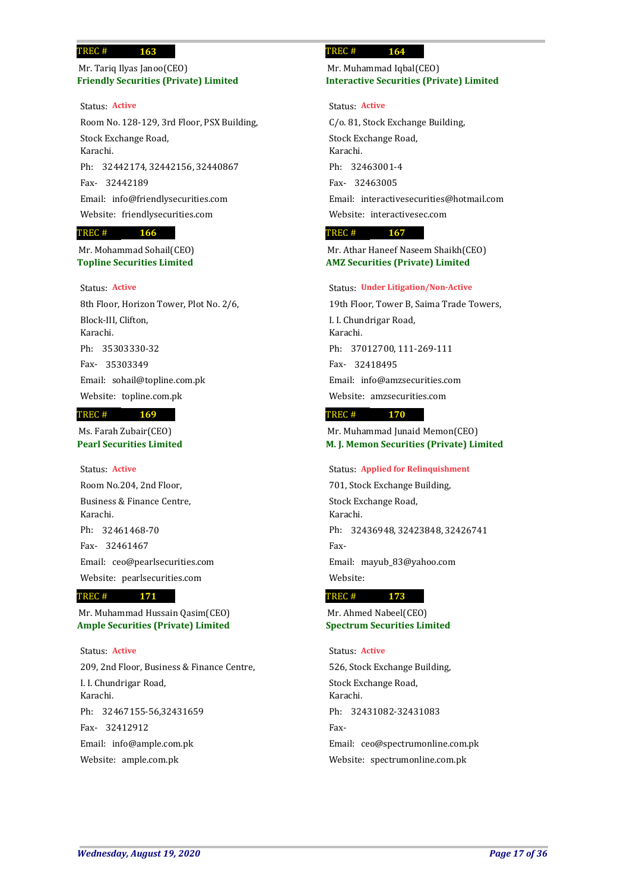**TREC # 163**

Mr. Tariq Ilyas Janoo(CEO)
**Friendly Securities (Private) Limited**

Status: Active
Room No. 128-129, 3rd Floor, PSX Building,
Stock Exchange Road,
Karachi.
Ph: 32442174, 32442156, 32440867
Fax- 32442189
Email: info@friendlysecurities.com
Website: friendlysecurities.com

**TREC # 164**

Mr. Muhammad Iqbal(CEO)
**Interactive Securities (Private) Limited**

Status: Active
C/o. 81, Stock Exchange Building,
Stock Exchange Road,
Karachi.
Ph: 32463001-4
Fax- 32463005
Email: interactivesecurities@hotmail.com
Website: interactivesec.com

**TREC # 166**

Mr. Mohammad Sohail(CEO)
**Topline Securities Limited**

Status: Active
8th Floor, Horizon Tower, Plot No. 2/6,
Block-III, Clifton,
Karachi.
Ph: 35303330-32
Fax- 35303349
Email: sohail@topline.com.pk
Website: topline.com.pk

**TREC # 167**

Mr. Athar Haneef Naseem Shaikh(CEO)
**AMZ Securities (Private) Limited**

Status: Under Litigation/Non-Active
19th Floor, Tower B, Saima Trade Towers,
I. I. Chundrigar Road,
Karachi.
Ph: 37012700, 111-269-111
Fax- 32418495
Email: info@amzsecurities.com
Website: amzsecurities.com

**TREC # 169**

Ms. Farah Zubair(CEO)
**Pearl Securities Limited**

Status: Active
Room No.204, 2nd Floor,
Business & Finance Centre,
Karachi.
Ph: 32461468-70
Fax- 32461467
Email: ceo@pearlsecurities.com
Website: pearlsecurities.com

**TREC # 170**

Mr. Muhammad Junaid Memon(CEO)
**M. J. Memon Securities (Private) Limited**

Status: Applied for Relinquishment
701, Stock Exchange Building,
Stock Exchange Road,
Karachi.
Ph: 32436948, 32423848, 32426741
Fax-
Email: mayub_83@yahoo.com
Website:

**TREC # 171**

Mr. Muhammad Hussain Qasim(CEO)
**Ample Securities (Private) Limited**

Status: Active
209, 2nd Floor, Business & Finance Centre,
I. I. Chundrigar Road,
Karachi.
Ph: 32467155-56,32431659
Fax- 32412912
Email: info@ample.com.pk
Website: ample.com.pk

**TREC # 173**

Mr. Ahmed Nabeel(CEO)
**Spectrum Securities Limited**

Status: Active
526, Stock Exchange Building,
Stock Exchange Road,
Karachi.
Ph: 32431082-32431083
Fax-
Email: ceo@spectrumonline.com.pk
Website: spectrumonline.com.pk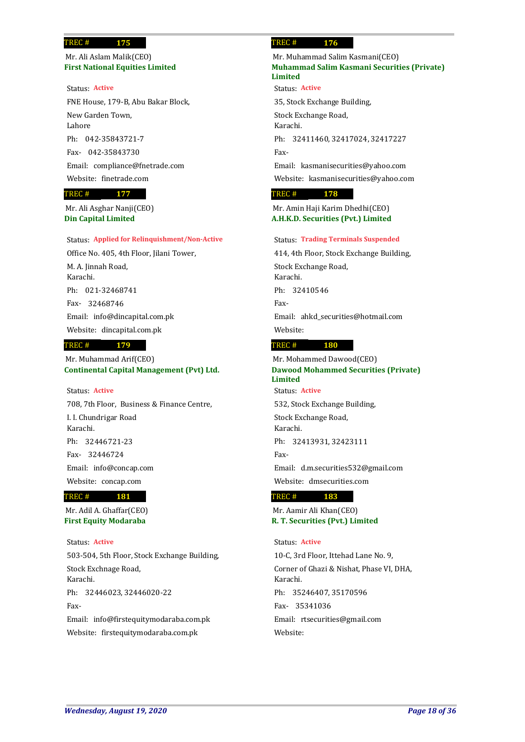**TREC # 175**

Mr. Ali Aslam Malik(CEO)
**First National Equities Limited**

Status: **Active**

FNE House, 179-B, Abu Bakar Block,
New Garden Town,
Lahore

Ph: 042-35843721-7

Fax- 042-35843730

Email: compliance@fnetrade.com

Website: finetrade.com

**TREC # 176**

Mr. Muhammad Salim Kasmani(CEO)
**Muhammad Salim Kasmani Securities (Private) Limited**

Status: **Active**

35, Stock Exchange Building,
Stock Exchange Road,
Karachi.

Ph: 32411460, 32417024, 32417227

Fax-

Email: kasmanisecurities@yahoo.com

Website: kasmanisecurities@yahoo.com

**TREC # 177**

Mr. Ali Asghar Nanji(CEO)
**Din Capital Limited**

Status: **Applied for Relinquishment/Non-Active**

Office No. 405, 4th Floor, Jilani Tower,
M. A. Jinnah Road,
Karachi.

Ph: 021-32468741

Fax- 32468746

Email: info@dincapital.com.pk

Website: dincapital.com.pk

**TREC # 178**

Mr. Amin Haji Karim Dhedhi(CEO)
**A.H.K.D. Securities (Pvt.) Limited**

Status: **Trading Terminals Suspended**

414, 4th Floor, Stock Exchange Building,
Stock Exchange Road,
Karachi.

Ph: 32410546

Fax-

Email: ahkd_securities@hotmail.com

Website:

**TREC # 179**

Mr. Muhammad Arif(CEO)
**Continental Capital Management (Pvt) Ltd.**

Status: **Active**

708, 7th Floor, Business & Finance Centre,
I. I. Chundrigar Road
Karachi.

Ph: 32446721-23

Fax- 32446724

Email: info@concap.com

Website: concap.com

**TREC # 180**

Mr. Mohammed Dawood(CEO)
**Dawood Mohammed Securities (Private) Limited**

Status: **Active**

532, Stock Exchange Building,
Stock Exchange Road,
Karachi.

Ph: 32413931, 32423111

Fax-

Email: d.m.securities532@gmail.com

Website: dmsecurities.com

**TREC # 181**

Mr. Adil A. Ghaffar(CEO)
**First Equity Modaraba**

Status: **Active**

503-504, 5th Floor, Stock Exchange Building,
Stock Exchnage Road,
Karachi.

Ph: 32446023, 32446020-22

Fax-

Email: info@firstequitymodaraba.com.pk

Website: firstequitymodaraba.com.pk

**TREC # 183**

Mr. Aamir Ali Khan(CEO)
**R. T. Securities (Pvt.) Limited**

Status: **Active**

10-C, 3rd Floor, Ittehad Lane No. 9,
Corner of Ghazi & Nishat, Phase VI, DHA,
Karachi.

Ph: 35246407, 35170596

Fax- 35341036

Email: rtsecurities@gmail.com

Website: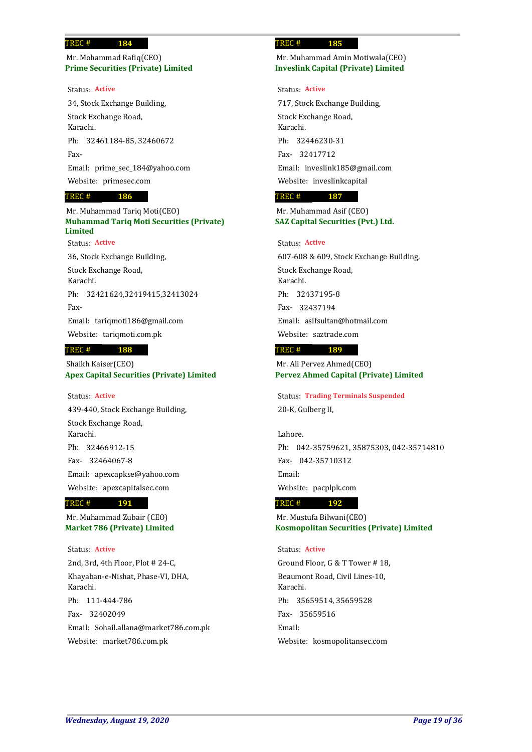**TREC # 184**

Mr. Mohammad Rafiq(CEO)
**Prime Securities (Private) Limited**

Status: Active

34, Stock Exchange Building,
Stock Exchange Road,
Karachi.

Ph: 32461184-85, 32460672

Fax-

Email: prime_sec_184@yahoo.com

Website: primesec.com

**TREC # 185**

Mr. Muhammad Amin Motiwala(CEO)
**Inveslink Capital (Private) Limited**

Status: Active

717, Stock Exchange Building,
Stock Exchange Road,
Karachi.

Ph: 32446230-31

Fax- 32417712

Email: inveslink185@gmail.com

Website: inveslinkcapital

**TREC # 186**

Mr. Muhammad Tariq Moti(CEO)
**Muhammad Tariq Moti Securities (Private) Limited**

Status: Active

36, Stock Exchange Building,
Stock Exchange Road,
Karachi.

Ph: 32421624,32419415,32413024

Fax-

Email: tariqmoti186@gmail.com

Website: tariqmoti.com.pk

**TREC # 187**

Mr. Muhammad Asif (CEO)
**SAZ Capital Securities (Pvt.) Ltd.**

Status: Active

607-608 & 609, Stock Exchange Building,
Stock Exchange Road,
Karachi.

Ph: 32437195-8

Fax- 32437194

Email: asifsultan@hotmail.com

Website: saztrade.com

**TREC # 188**

Shaikh Kaiser(CEO)
**Apex Capital Securities (Private) Limited**

Status: Active

439-440, Stock Exchange Building,
Stock Exchange Road,
Karachi.

Ph: 32466912-15

Fax- 32464067-8

Email: apexcapkse@yahoo.com

Website: apexcapitalsec.com

**TREC # 189**

Mr. Ali Pervez Ahmed(CEO)
**Pervez Ahmed Capital (Private) Limited**

Status: Trading Terminals Suspended

20-K, Gulberg II,

Lahore.

Ph: 042-35759621, 35875303, 042-35714810

Fax- 042-35710312

Email:

Website: pacplpk.com

**TREC # 191**

Mr. Muhammad Zubair (CEO)
**Market 786 (Private) Limited**

Status: Active

2nd, 3rd, 4th Floor, Plot # 24-C,
Khayaban-e-Nishat, Phase-VI, DHA,
Karachi.

Ph: 111-444-786

Fax- 32402049

Email: Sohail.allana@market786.com.pk

Website: market786.com.pk

**TREC # 192**

Mr. Mustufa Bilwani(CEO)
**Kosmopolitan Securities (Private) Limited**

Status: Active

Ground Floor, G & T Tower # 18,
Beaumont Road, Civil Lines-10,
Karachi.

Ph: 35659514, 35659528

Fax- 35659516

Email:

Website: kosmopolitansec.com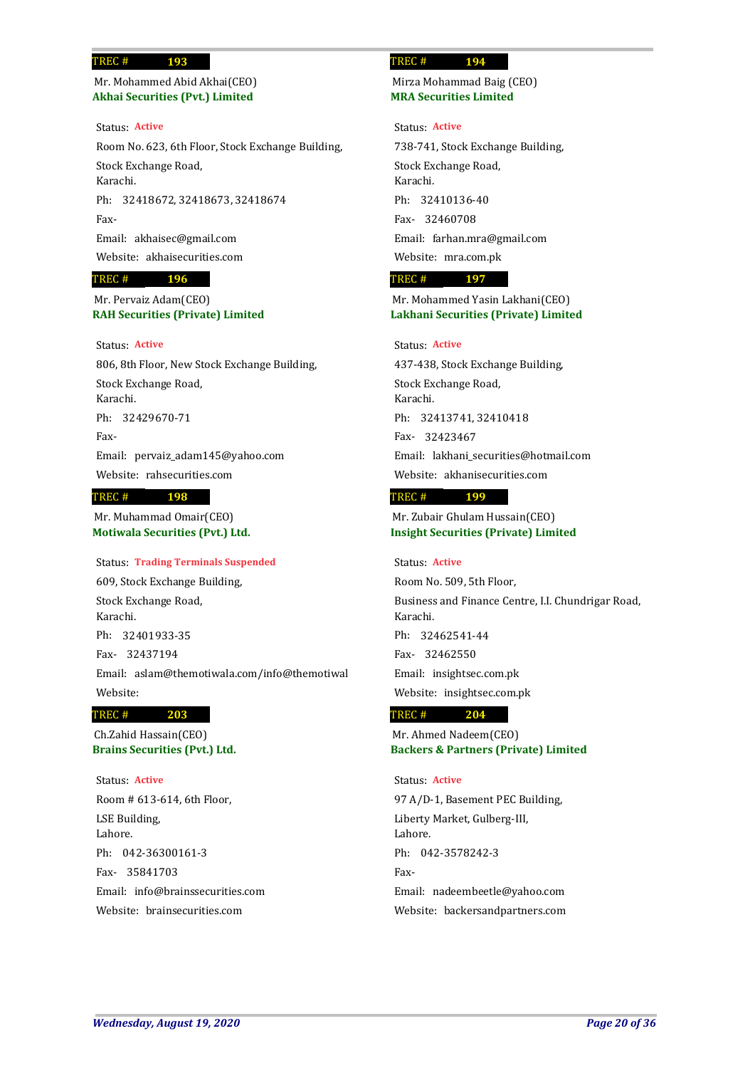**TREC # 193**

Mr. Mohammed Abid Akhai(CEO)
**Akhai Securities (Pvt.) Limited**

Status: **Active**

Room No. 623, 6th Floor, Stock Exchange Building,
Stock Exchange Road,
Karachi.

Ph: 32418672, 32418673, 32418674

Fax-

Email: akhaisec@gmail.com

Website: akhaisecurities.com

**TREC # 194**

Mirza Mohammad Baig (CEO)
**MRA Securities Limited**

Status: **Active**

738-741, Stock Exchange Building,
Stock Exchange Road,
Karachi.

Ph: 32410136-40

Fax- 32460708

Email: farhan.mra@gmail.com

Website: mra.com.pk

**TREC # 196**

Mr. Pervaiz Adam(CEO)
**RAH Securities (Private) Limited**

Status: **Active**

806, 8th Floor, New Stock Exchange Building,
Stock Exchange Road,
Karachi.

Ph: 32429670-71

Fax-

Email: pervaiz_adam145@yahoo.com

Website: rahsecurities.com

**TREC # 197**

Mr. Mohammed Yasin Lakhani(CEO)
**Lakhani Securities (Private) Limited**

Status: **Active**

437-438, Stock Exchange Building,
Stock Exchange Road,
Karachi.

Ph: 32413741, 32410418

Fax- 32423467

Email: lakhani_securities@hotmail.com

Website: akhanisecurities.com

**TREC # 198**

Mr. Muhammad Omair(CEO)
**Motiwala Securities (Pvt.) Ltd.**

Status: **Trading Terminals Suspended**

609, Stock Exchange Building,
Stock Exchange Road,
Karachi.

Ph: 32401933-35

Fax- 32437194

Email: aslam@themotiwala.com/info@themotiwal

Website:

**TREC # 199**

Mr. Zubair Ghulam Hussain(CEO)
**Insight Securities (Private) Limited**

Status: **Active**

Room No. 509, 5th Floor,
Business and Finance Centre, I.I. Chundrigar Road,
Karachi.

Ph: 32462541-44

Fax- 32462550

Email: insightsec.com.pk

Website: insightsec.com.pk

**TREC # 203**

Ch.Zahid Hassain(CEO)
**Brains Securities (Pvt.) Ltd.**

Status: **Active**

Room # 613-614, 6th Floor,
LSE Building,
Lahore.

Ph: 042-36300161-3

Fax- 35841703

Email: info@brainssecurities.com

Website: brainsecurities.com

**TREC # 204**

Mr. Ahmed Nadeem(CEO)
**Backers & Partners (Private) Limited**

Status: **Active**

97 A/D-1, Basement PEC Building,
Liberty Market, Gulberg-III,
Lahore.

Ph: 042-3578242-3

Fax-

Email: nadeembeetle@yahoo.com

Website: backersandpartners.com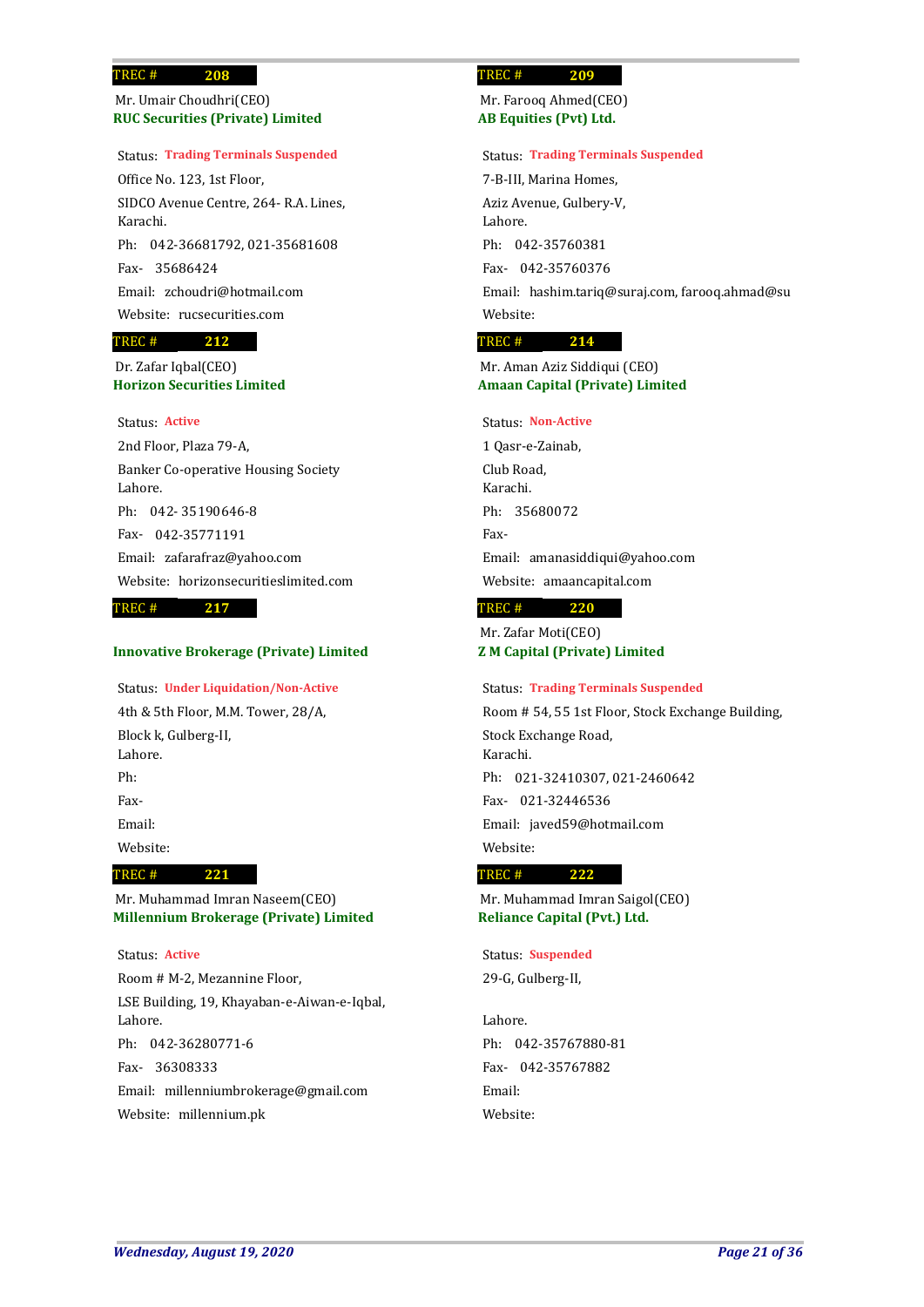**TREC # 208**

Mr. Umair Choudhri(CEO)

**RUC Securities (Private) Limited**

Status: **Trading Terminals Suspended**

Office No. 123, 1st Floor,

SIDCO Avenue Centre, 264- R.A. Lines,
Karachi.

Ph: 042-36681792, 021-35681608

Fax- 35686424

Email: zchoudri@hotmail.com

Website: rucsecurities.com

**TREC # 209**

Mr. Farooq Ahmed(CEO)

**AB Equities (Pvt) Ltd.**

Status: **Trading Terminals Suspended**

7-B-III, Marina Homes,

Aziz Avenue, Gulbery-V,
Lahore.

Ph: 042-35760381

Fax- 042-35760376

Email: hashim.tariq@suraj.com, farooq.ahmad@su

Website:

**TREC # 212**

Dr. Zafar Iqbal(CEO)

**Horizon Securities Limited**

Status: **Active**

2nd Floor, Plaza 79-A,

Banker Co-operative Housing Society
Lahore.

Ph: 042- 35190646-8

Fax- 042-35771191

Email: zafarafraz@yahoo.com

Website: horizonsecuritieslimited.com

**TREC # 214**

Mr. Aman Aziz Siddiqui (CEO)

**Amaan Capital (Private) Limited**

Status: **Non-Active**

1 Qasr-e-Zainab,

Club Road,
Karachi.

Ph: 35680072

Fax-

Email: amanasiddiqui@yahoo.com

Website: amaancapital.com

**TREC # 217**

**Innovative Brokerage (Private) Limited**

Status: **Under Liquidation/Non-Active**

4th & 5th Floor, M.M. Tower, 28/A,

Block k, Gulberg-II,
Lahore.

Ph:

Fax-

Email:

Website:

**TREC # 220**

Mr. Zafar Moti(CEO)

**Z M Capital (Private) Limited**

Status: **Trading Terminals Suspended**

Room # 54, 55 1st Floor, Stock Exchange Building,

Stock Exchange Road,
Karachi.

Ph: 021-32410307, 021-2460642

Fax- 021-32446536

Email: javed59@hotmail.com

Website:

**TREC # 221**

Mr. Muhammad Imran Naseem(CEO)

**Millennium Brokerage (Private) Limited**

Status: **Active**

Room # M-2, Mezzannine Floor,

LSE Building, 19, Khayaban-e-Aiwan-e-Iqbal,
Lahore.

Ph: 042-36280771-6

Fax- 36308333

Email: millenniumbrokerage@gmail.com

Website: millennium.pk

**TREC # 222**

Mr. Muhammad Imran Saigol(CEO)

**Reliance Capital (Pvt.) Ltd.**

Status: **Suspended**

29-G, Gulberg-II,

Lahore.

Ph: 042-35767880-81

Fax- 042-35767882

Email:

Website: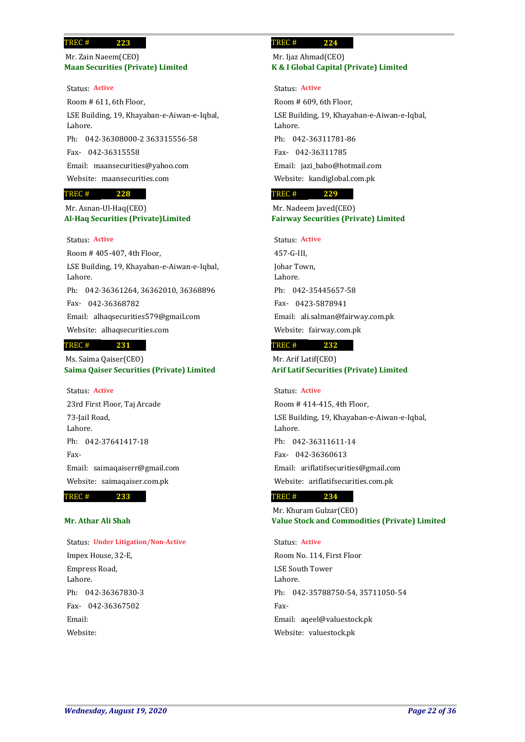TREC # 223

Mr. Zain Naeem(CEO)

**Maan Securities (Private) Limited**

Status: **Active**

Room # 611, 6th Floor,

LSE Building, 19, Khayaban-e-Aiwan-e-Iqbal,
Lahore.

Ph: 042-36308000-2 363315556-58

Fax- 042-36315558

Email: maansecurities@yahoo.com

Website: maansecurities.com

TREC # 224

Mr. Ijaz Ahmad(CEO)

**K & I Global Capital (Private) Limited**

Status: **Active**

Room # 609, 6th Floor,

LSE Building, 19, Khayaban-e-Aiwan-e-Iqbal,
Lahore.

Ph: 042-36311781-86

Fax- 042-36311785

Email: jazi_babo@hotmail.com

Website: kandiglobal.com.pk

TREC # 228

Mr. Asnan-Ul-Haq(CEO)

**Al-Haq Securities (Private)Limited**

Status: **Active**

Room # 405-407, 4th Floor,

LSE Building, 19, Khayaban-e-Aiwan-e-Iqbal,
Lahore.

Ph: 042-36361264, 36362010, 36368896

Fax- 042-36368782

Email: alhaqsecurities579@gmail.com

Website: alhaqsecurities.com

TREC # 229

Mr. Nadeem Javed(CEO)

**Fairway Securities (Private) Limited**

Status: **Active**

457-G-III,

Johar Town,
Lahore.

Ph: 042-35445657-58

Fax- 0423-5878941

Email: ali.salman@fairway.com.pk

Website: fairway.com.pk

TREC # 231

Ms. Saima Qaiser(CEO)

**Saima Qaiser Securities (Private) Limited**

Status: **Active**

23rd First Floor, Taj Arcade

73-Jail Road,
Lahore.

Ph: 042-37641417-18

Fax-

Email: saimaqaiserr@gmail.com

Website: saimaqaiser.com.pk

TREC # 232

Mr. Arif Latif(CEO)

**Arif Latif Securities (Private) Limited**

Status: **Active**

Room # 414-415, 4th Floor,

LSE Building, 19, Khayaban-e-Aiwan-e-Iqbal,
Lahore.

Ph: 042-36311611-14

Fax- 042-36360613

Email: ariflatifsecurities@gmail.com

Website: ariflatifsecurities.com.pk

TREC # 233

**Mr. Athar Ali Shah**

Status: **Under Litigation/Non-Active**

Impex House, 32-E,

Empress Road,
Lahore.

Ph: 042-36367830-3

Fax- 042-36367502

Email:

Website:

TREC # 234

Mr. Khuram Gulzar(CEO)

**Value Stock and Commodities (Private) Limited**

Status: **Active**

Room No. 114, First Floor

LSE South Tower
Lahore.

Ph: 042-35788750-54, 35711050-54

Fax-

Email: aqeel@valuestock.pk

Website: valuestock.pk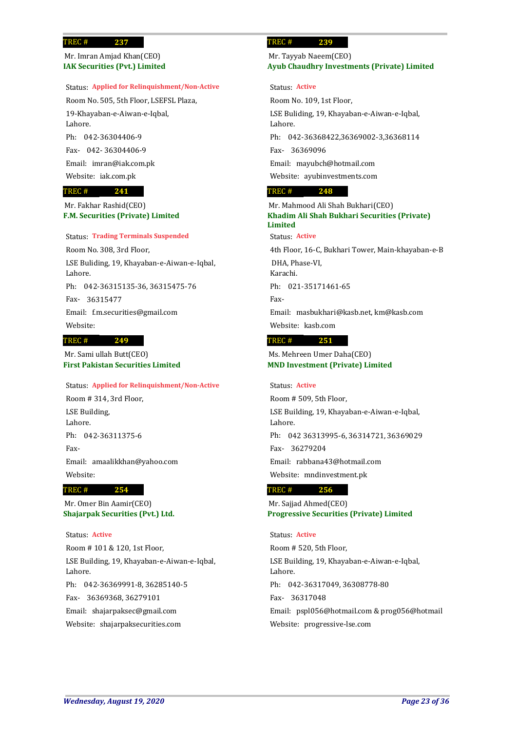**TREC # 237**

Mr. Imran Amjad Khan(CEO)
**IAK Securities (Pvt.) Limited**

Status: **Applied for Relinquishment/Non-Active**

Room No. 505, 5th Floor, LSEFSL Plaza,
19-Khayaban-e-Aiwan-e-Iqbal,
Lahore.

Ph: 042-36304406-9

Fax- 042- 36304406-9

Email: imran@iak.com.pk

Website: iak.com.pk

**TREC # 239**

Mr. Tayyab Naeem(CEO)
**Ayub Chaudhry Investments (Private) Limited**

Status: **Active**

Room No. 109, 1st Floor,
LSE Buliding, 19, Khayaban-e-Aiwan-e-Iqbal,
Lahore.

Ph: 042-36368422,36369002-3,36368114

Fax- 36369096

Email: mayubch@hotmail.com

Website: ayubinvestments.com

**TREC # 241**

Mr. Fakhar Rashid(CEO)
**F.M. Securities (Private) Limited**

Status: **Trading Terminals Suspended**

Room No. 308, 3rd Floor,
LSE Buliding, 19, Khayaban-e-Aiwan-e-Iqbal,
Lahore.

Ph: 042-36315135-36, 36315475-76

Fax- 36315477

Email: f.m.securities@gmail.com

Website:

**TREC # 248**

Mr. Mahmood Ali Shah Bukhari(CEO)
**Khadim Ali Shah Bukhari Securities (Private) Limited**

Status: **Active**

4th Floor, 16-C, Bukhari Tower, Main-khayaban-e-B
DHA, Phase-VI,
Karachi.

Ph: 021-35171461-65

Fax-

Email: masbukhari@kasb.net, km@kasb.com

Website: kasb.com

**TREC # 249**

Mr. Sami ullah Butt(CEO)
**First Pakistan Securities Limited**

Status: **Applied for Relinquishment/Non-Active**

Room # 314, 3rd Floor,
LSE Building,
Lahore.

Ph: 042-36311375-6

Fax-

Email: amaalikkhan@yahoo.com

Website:

**TREC # 251**

Ms. Mehreen Umer Daha(CEO)
**MND Investment (Private) Limited**

Status: **Active**

Room # 509, 5th Floor,
LSE Building, 19, Khayaban-e-Aiwan-e-Iqbal,
Lahore.

Ph: 042 36313995-6, 36314721, 36369029

Fax- 36279204

Email: rabbana43@hotmail.com

Website: mndinvestment.pk

**TREC # 254**

Mr. Omer Bin Aamir(CEO)
**Shajarpak Securities (Pvt.) Ltd.**

Status: **Active**

Room # 101 & 120, 1st Floor,
LSE Building, 19, Khayaban-e-Aiwan-e-Iqbal,
Lahore.

Ph: 042-36369991-8, 36285140-5

Fax- 36369368, 36279101

Email: shajarpaksec@gmail.com

Website: shajarpaksecurities.com

**TREC # 256**

Mr. Sajjad Ahmed(CEO)
**Progressive Securities (Private) Limited**

Status: **Active**

Room # 520, 5th Floor,
LSE Building, 19, Khayaban-e-Aiwan-e-Iqbal,
Lahore.

Ph: 042-36317049, 36308778-80

Fax- 36317048

Email: pspl056@hotmail.com & prog056@hotmail

Website: progressive-lse.com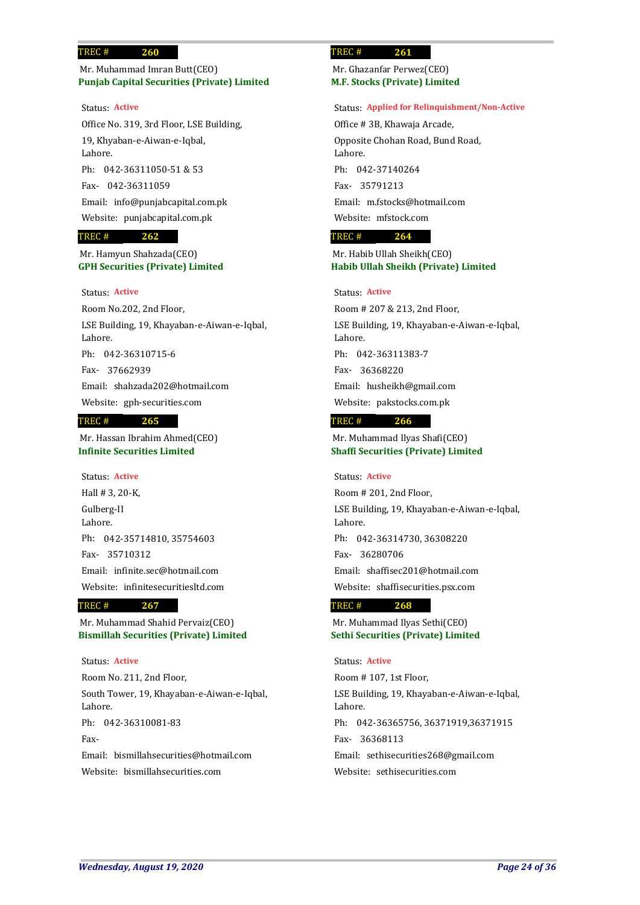TREC # **260**

Mr. Muhammad Imran Butt(CEO)
**Punjab Capital Securities (Private) Limited**

Status: **Active**

Office No. 319, 3rd Floor, LSE Building,
19, Khyaban-e-Aiwan-e-Iqbal,
Lahore.

Ph: 042-36311050-51 & 53

Fax- 042-36311059

Email: info@punjabcapital.com.pk

Website: punjabcapital.com.pk

TREC # **261**

Mr. Ghazanfar Perwez(CEO)
**M.F. Stocks (Private) Limited**

Status: **Applied for Relinquishment/Non-Active**

Office # 3B, Khawaja Arcade,
Opposite Chohan Road, Bund Road,
Lahore.

Ph: 042-37140264

Fax- 35791213

Email: m.fstocks@hotmail.com

Website: mfstock.com

TREC # **262**

Mr. Hamyun Shahzada(CEO)
**GPH Securities (Private) Limited**

Status: **Active**

Room No.202, 2nd Floor,
LSE Building, 19, Khayaban-e-Aiwan-e-Iqbal,
Lahore.

Ph: 042-36310715-6

Fax- 37662939

Email: shahzada202@hotmail.com

Website: gph-securities.com

TREC # **264**

Mr. Habib Ullah Sheikh(CEO)
**Habib Ullah Sheikh (Private) Limited**

Status: **Active**

Room # 207 & 213, 2nd Floor,
LSE Building, 19, Khayaban-e-Aiwan-e-Iqbal,
Lahore.

Ph: 042-36311383-7

Fax- 36368220

Email: husheikh@gmail.com

Website: pakstocks.com.pk

TREC # **265**

Mr. Hassan Ibrahim Ahmed(CEO)
**Infinite Securities Limited**

Status: **Active**

Hall # 3, 20-K,
Gulberg-II
Lahore.

Ph: 042-35714810, 35754603

Fax- 35710312

Email: infinite.sec@hotmail.com

Website: infinitesecuritiesltd.com

TREC # **266**

Mr. Muhammad Ilyas Shafi(CEO)
**Shaffi Securities (Private) Limited**

Status: **Active**

Room # 201, 2nd Floor,
LSE Building, 19, Khayaban-e-Aiwan-e-Iqbal,
Lahore.

Ph: 042-36314730, 36308220

Fax- 36280706

Email: shaffisec201@hotmail.com

Website: shaffisecurities.psx.com

TREC # **267**

Mr. Muhammad Shahid Pervaiz(CEO)
**Bismillah Securities (Private) Limited**

Status: **Active**

Room No. 211, 2nd Floor,
South Tower, 19, Khayaban-e-Aiwan-e-Iqbal,
Lahore.

Ph: 042-36310081-83

Fax-

Email: bismillahsecurities@hotmail.com

Website: bismillahsecurities.com

TREC # **268**

Mr. Muhammad Ilyas Sethi(CEO)
**Sethi Securities (Private) Limited**

Status: **Active**

Room # 107, 1st Floor,
LSE Building, 19, Khayaban-e-Aiwan-e-Iqbal,
Lahore.

Ph: 042-36365756, 36371919,36371915

Fax- 36368113

Email: sethisecurities268@gmail.com

Website: sethisecurities.com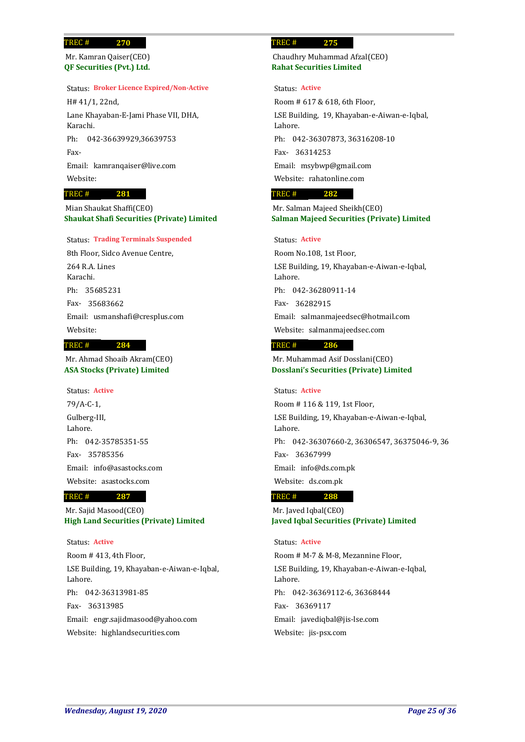**TREC # 270**

Mr. Kamran Qaiser(CEO)
**QF Securities (Pvt.) Ltd.**

Status: **Broker Licence Expired/Non-Active**

H# 41/1, 22nd,

Lane Khayaban-E-Jami Phase VII, DHA,
Karachi.

Ph: 042-36639929,36639753

Fax-

Email: kamranqaiser@live.com

Website:

**TREC # 275**

Chaudhry Muhammad Afzal(CEO)
**Rahat Securities Limited**

Status: **Active**

Room # 617 & 618, 6th Floor,

LSE Building, 19, Khayaban-e-Aiwan-e-Iqbal,
Lahore.

Ph: 042-36307873, 36316208-10

Fax- 36314253

Email: msybwp@gmail.com

Website: rahatonline.com

**TREC # 281**

Mian Shaukat Shaffi(CEO)
**Shaukat Shafi Securities (Private) Limited**

Status: **Trading Terminals Suspended**

8th Floor, Sidco Avenue Centre,

264 R.A. Lines
Karachi.

Ph: 35685231

Fax- 35683662

Email: usmanshafi@cresplus.com

Website:

**TREC # 282**

Mr. Salman Majeed Sheikh(CEO)
**Salman Majeed Securities (Private) Limited**

Status: **Active**

Room No.108, 1st Floor,

LSE Building, 19, Khayaban-e-Aiwan-e-Iqbal,
Lahore.

Ph: 042-36280911-14

Fax- 36282915

Email: salmanmajeedsec@hotmail.com

Website: salmanmajeedsec.com

**TREC # 284**

Mr. Ahmad Shoaib Akram(CEO)
**ASA Stocks (Private) Limited**

Status: **Active**

79/A-C-1,

Gulberg-III,
Lahore.

Ph: 042-35785351-55

Fax- 35785356

Email: info@asastocks.com

Website: asastocks.com

**TREC # 286**

Mr. Muhammad Asif Dosslani(CEO)
**Dosslani's Securities (Private) Limited**

Status: **Active**

Room # 116 & 119, 1st Floor,

LSE Building, 19, Khayaban-e-Aiwan-e-Iqbal,
Lahore.

Ph: 042-36307660-2, 36306547, 36375046-9, 36

Fax- 36367999

Email: info@ds.com.pk

Website: ds.com.pk

**TREC # 287**

Mr. Sajid Masood(CEO)
**High Land Securities (Private) Limited**

Status: **Active**

Room # 413, 4th Floor,

LSE Building, 19, Khayaban-e-Aiwan-e-Iqbal,
Lahore.

Ph: 042-36313981-85

Fax- 36313985

Email: engr.sajidmasood@yahoo.com

Website: highlandsecurities.com

**TREC # 288**

Mr. Javed Iqbal(CEO)
**Javed Iqbal Securities (Private) Limited**

Status: **Active**

Room # M-7 & M-8, Mezannine Floor,

LSE Building, 19, Khayaban-e-Aiwan-e-Iqbal,
Lahore.

Ph: 042-36369112-6, 36368444

Fax- 36369117

Email: javediqbal@jis-lse.com

Website: jis-psx.com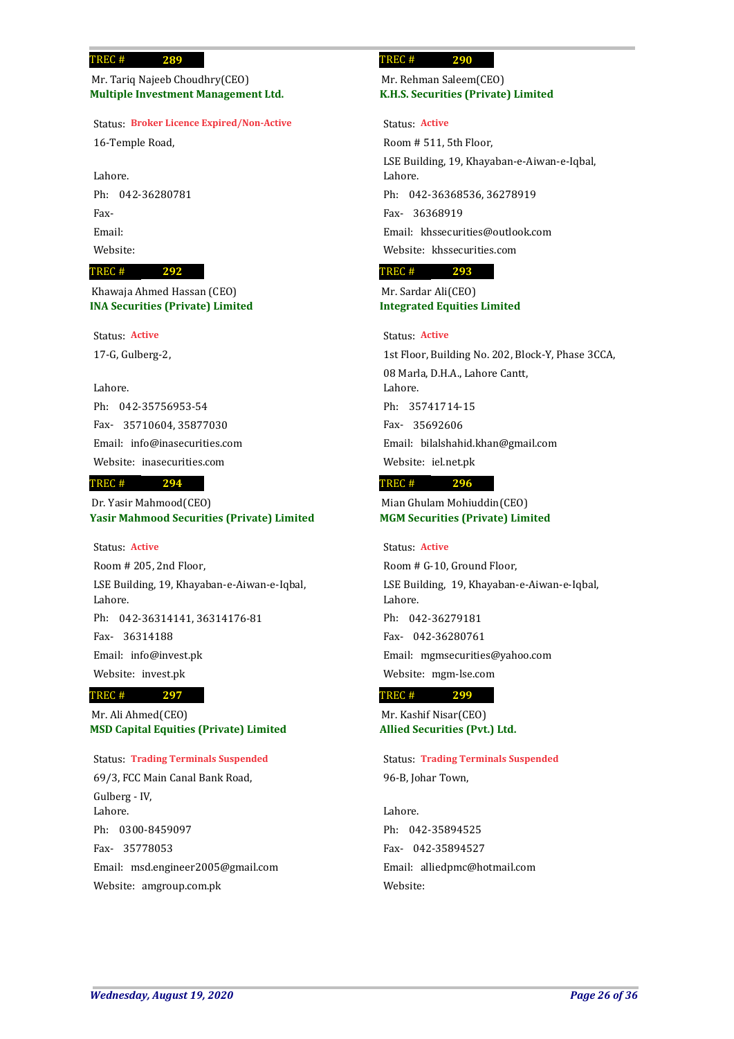TREC # **289**

Mr. Tariq Najeeb Choudhry(CEO)
**Multiple Investment Management Ltd.**

Status: **Broker Licence Expired/Non-Active**

16-Temple Road,

Lahore.

Ph: 042-36280781

Fax-

Email:

Website:

TREC # **290**

Mr. Rehman Saleem(CEO)
**K.H.S. Securities (Private) Limited**

Status: **Active**

Room # 511, 5th Floor,

LSE Building, 19, Khayaban-e-Aiwan-e-Iqbal,
Lahore.

Ph: 042-36368536, 36278919

Fax- 36368919

Email: khssecurities@outlook.com

Website: khssecurities.com

TREC # **292**

Khawaja Ahmed Hassan (CEO)
**INA Securities (Private) Limited**

Status: **Active**

17-G, Gulberg-2,

Lahore.

Ph: 042-35756953-54

Fax- 35710604, 35877030

Email: info@inasecurities.com

Website: inasecurities.com

TREC # **293**

Mr. Sardar Ali(CEO)
**Integrated Equities Limited**

Status: **Active**

1st Floor, Building No. 202, Block-Y, Phase 3CCA,

08 Marla, D.H.A., Lahore Cantt,
Lahore.

Ph: 35741714-15

Fax- 35692606

Email: bilalshahid.khan@gmail.com

Website: iel.net.pk

TREC # **294**

Dr. Yasir Mahmood(CEO)
**Yasir Mahmood Securities (Private) Limited**

Status: **Active**

Room # 205, 2nd Floor,

LSE Building, 19, Khayaban-e-Aiwan-e-Iqbal,
Lahore.

Ph: 042-36314141, 36314176-81

Fax- 36314188

Email: info@invest.pk

Website: invest.pk

TREC # **296**

Mian Ghulam Mohiuddin(CEO)
**MGM Securities (Private) Limited**

Status: **Active**

Room # G-10, Ground Floor,

LSE Building, 19, Khayaban-e-Aiwan-e-Iqbal,
Lahore.

Ph: 042-36279181

Fax- 042-36280761

Email: mgmsecurities@yahoo.com

Website: mgm-lse.com

TREC # **297**

Mr. Ali Ahmed(CEO)
**MSD Capital Equities (Private) Limited**

Status: **Trading Terminals Suspended**

69/3, FCC Main Canal Bank Road,

Gulberg - IV,
Lahore.

Ph: 0300-8459097

Fax- 35778053

Email: msd.engineer2005@gmail.com

Website: amgroup.com.pk

TREC # **299**

Mr. Kashif Nisar(CEO)
**Allied Securities (Pvt.) Ltd.**

Status: **Trading Terminals Suspended**

96-B, Johar Town,

Lahore.

Ph: 042-35894525

Fax- 042-35894527

Email: alliedpmc@hotmail.com

Website: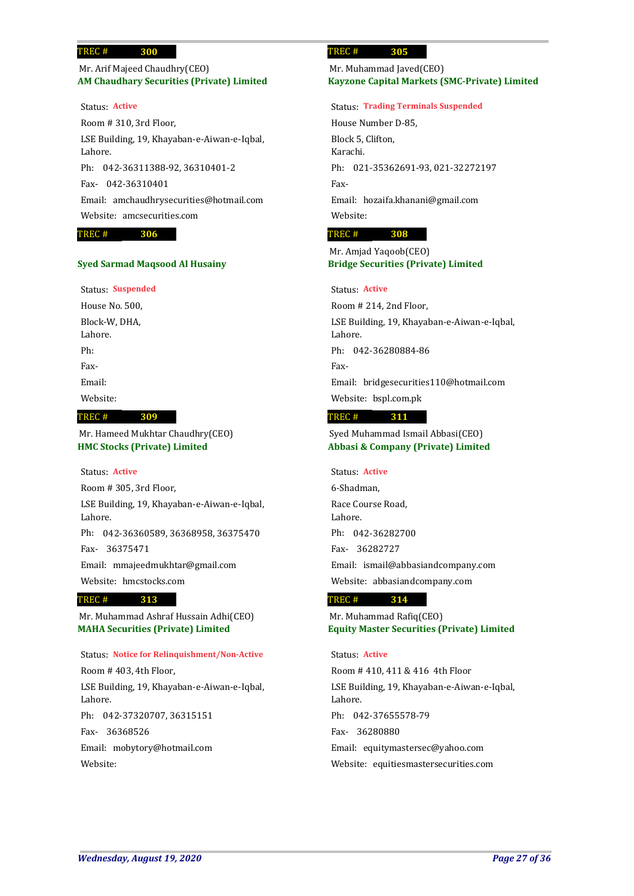**TREC # 300**

Mr. Arif Majeed Chaudhry(CEO)
**AM Chaudhary Securities (Private) Limited**

Status: **Active**

Room # 310, 3rd Floor,
LSE Building, 19, Khayaban-e-Aiwan-e-Iqbal,
Lahore.

Ph: 042-36311388-92, 36310401-2

Fax- 042-36310401

Email: amchaudhrysecurities@hotmail.com

Website: amcsecurities.com

**TREC # 305**

Mr. Muhammad Javed(CEO)
**Kayzone Capital Markets (SMC-Private) Limited**

Status: **Trading Terminals Suspended**

House Number D-85,
Block 5, Clifton,
Karachi.

Ph: 021-35362691-93, 021-32272197

Fax-

Email: hozaifa.khanani@gmail.com

Website:

**TREC # 306**

**Syed Sarmad Maqsood Al Husainy**

Status: **Suspended**

House No. 500,
Block-W, DHA,
Lahore.

Ph:

Fax-

Email:

Website:

**TREC # 308**

Mr. Amjad Yaqoob(CEO)
**Bridge Securities (Private) Limited**

Status: **Active**

Room # 214, 2nd Floor,
LSE Building, 19, Khayaban-e-Aiwan-e-Iqbal,
Lahore.

Ph: 042-36280884-86

Fax-

Email: bridgesecurities110@hotmail.com

Website: bspl.com.pk

**TREC # 309**

Mr. Hameed Mukhtar Chaudhry(CEO)
**HMC Stocks (Private) Limited**

Status: **Active**

Room # 305, 3rd Floor,
LSE Building, 19, Khayaban-e-Aiwan-e-Iqbal,
Lahore.

Ph: 042-36360589, 36368958, 36375470

Fax- 36375471

Email: mmajeedmukhtar@gmail.com

Website: hmcstocks.com

**TREC # 311**

Syed Muhammad Ismail Abbasi(CEO)
**Abbasi & Company (Private) Limited**

Status: **Active**

6-Shadman,
Race Course Road,
Lahore.

Ph: 042-36282700

Fax- 36282727

Email: ismail@abbasiandcompany.com

Website: abbasiandcompany.com

**TREC # 313**

Mr. Muhammad Ashraf Hussain Adhi(CEO)
**MAHA Securities (Private) Limited**

Status: **Notice for Relinquishment/Non-Active**

Room # 403, 4th Floor,
LSE Building, 19, Khayaban-e-Aiwan-e-Iqbal,
Lahore.

Ph: 042-37320707, 36315151

Fax- 36368526

Email: mobytory@hotmail.com

Website:

**TREC # 314**

Mr. Muhammad Rafiq(CEO)
**Equity Master Securities (Private) Limited**

Status: **Active**

Room # 410, 411 & 416 4th Floor
LSE Building, 19, Khayaban-e-Aiwan-e-Iqbal,
Lahore.

Ph: 042-37655578-79

Fax- 36280880

Email: equitymastersec@yahoo.com

Website: equitiesmastersecurities.com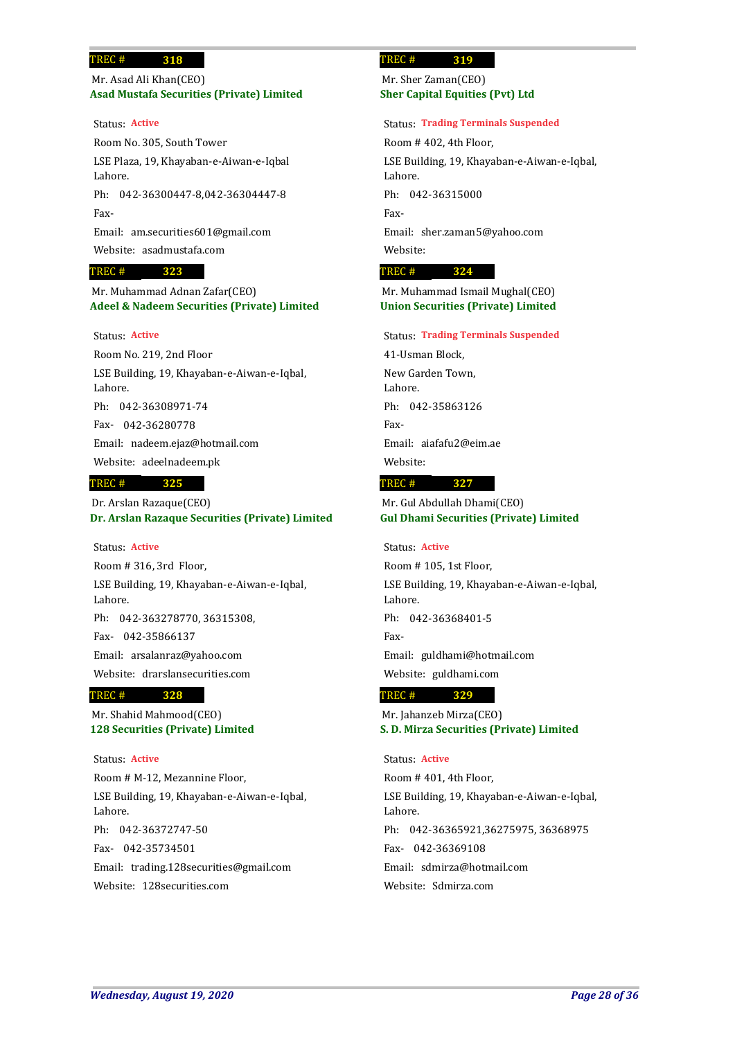**TREC # 318**

Mr. Asad Ali Khan(CEO)
**Asad Mustafa Securities (Private) Limited**

Status: **Active**

Room No. 305, South Tower

LSE Plaza, 19, Khayaban-e-Aiwan-e-Iqbal
Lahore.

Ph: 042-36300447-8,042-36304447-8

Fax-

Email: am.securities601@gmail.com

Website: asadmustafa.com

**TREC # 319**

Mr. Sher Zaman(CEO)
**Sher Capital Equities (Pvt) Ltd**

Status: **Trading Terminals Suspended**

Room # 402, 4th Floor,

LSE Building, 19, Khayaban-e-Aiwan-e-Iqbal,
Lahore.

Ph: 042-36315000

Fax-

Email: sher.zaman5@yahoo.com

Website:

**TREC # 323**

Mr. Muhammad Adnan Zafar(CEO)
**Adeel & Nadeem Securities (Private) Limited**

Status: **Active**

Room No. 219, 2nd Floor

LSE Building, 19, Khayaban-e-Aiwan-e-Iqbal,
Lahore.

Ph: 042-36308971-74

Fax- 042-36280778

Email: nadeem.ejaz@hotmail.com

Website: adeelnadeem.pk

**TREC # 324**

Mr. Muhammad Ismail Mughal(CEO)
**Union Securities (Private) Limited**

Status: **Trading Terminals Suspended**

41-Usman Block,

New Garden Town,
Lahore.

Ph: 042-35863126

Fax-

Email: aiafafu2@eim.ae

Website:

**TREC # 325**

Dr. Arslan Razaque(CEO)
**Dr. Arslan Razaque Securities (Private) Limited**

Status: **Active**

Room # 316, 3rd Floor,

LSE Building, 19, Khayaban-e-Aiwan-e-Iqbal,
Lahore.

Ph: 042-363278770, 36315308,

Fax- 042-35866137

Email: arsalanraz@yahoo.com

Website: drarslansecurities.com

**TREC # 327**

Mr. Gul Abdullah Dhami(CEO)
**Gul Dhami Securities (Private) Limited**

Status: **Active**

Room # 105, 1st Floor,

LSE Building, 19, Khayaban-e-Aiwan-e-Iqbal,
Lahore.

Ph: 042-36368401-5

Fax-

Email: guldhami@hotmail.com

Website: guldhami.com

**TREC # 328**

Mr. Shahid Mahmood(CEO)
**128 Securities (Private) Limited**

Status: **Active**

Room # M-12, Mezannine Floor,

LSE Building, 19, Khayaban-e-Aiwan-e-Iqbal,
Lahore.

Ph: 042-36372747-50

Fax- 042-35734501

Email: trading.128securities@gmail.com

Website: 128securities.com

**TREC # 329**

Mr. Jahanzeb Mirza(CEO)
**S. D. Mirza Securities (Private) Limited**

Status: **Active**

Room # 401, 4th Floor,

LSE Building, 19, Khayaban-e-Aiwan-e-Iqbal,
Lahore.

Ph: 042-36365921,36275975, 36368975

Fax- 042-36369108

Email: sdmirza@hotmail.com

Website: Sdmirza.com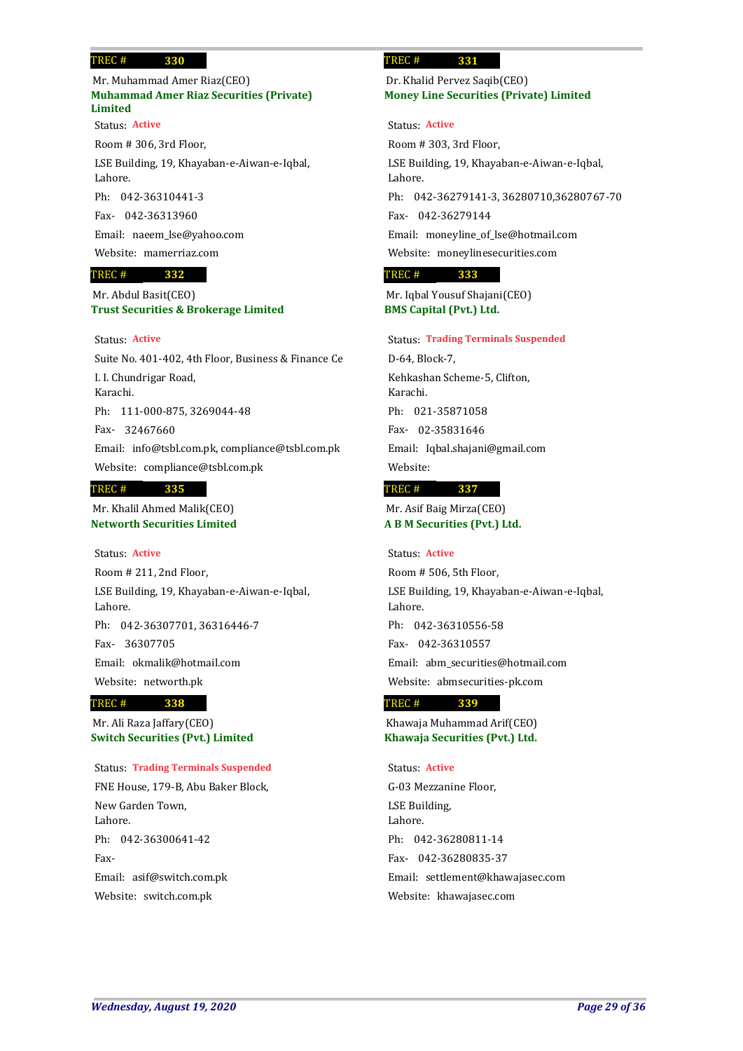**TREC # 330**

Mr. Muhammad Amer Riaz(CEO)
**Muhammad Amer Riaz Securities (Private) Limited**

Status: **Active**

Room # 306, 3rd Floor,

LSE Building, 19, Khayaban-e-Aiwan-e-Iqbal, Lahore.

Ph: 042-36310441-3

Fax- 042-36313960

Email: naeem_lse@yahoo.com

Website: mamerriaz.com

**TREC # 331**

Dr. Khalid Pervez Saqib(CEO)
**Money Line Securities (Private) Limited**

Status: **Active**

Room # 303, 3rd Floor,

LSE Building, 19, Khayaban-e-Aiwan-e-Iqbal, Lahore.

Ph: 042-36279141-3, 36280710,36280767-70

Fax- 042-36279144

Email: moneyline_of_lse@hotmail.com

Website: moneylinesecurities.com

**TREC # 332**

Mr. Abdul Basit(CEO)
**Trust Securities & Brokerage Limited**

Status: **Active**

Suite No. 401-402, 4th Floor, Business & Finance Ce

I. I. Chundrigar Road, Karachi.

Ph: 111-000-875, 3269044-48

Fax- 32467660

Email: info@tsbl.com.pk, compliance@tsbl.com.pk

Website: compliance@tsbl.com.pk

**TREC # 333**

Mr. Iqbal Yousuf Shajani(CEO)
**BMS Capital (Pvt.) Ltd.**

Status: **Trading Terminals Suspended**

D-64, Block-7,

Kehkashan Scheme-5, Clifton, Karachi.

Ph: 021-35871058

Fax- 02-35831646

Email: Iqbal.shajani@gmail.com

Website:

**TREC # 335**

Mr. Khalil Ahmed Malik(CEO)
**Networth Securities Limited**

Status: **Active**

Room # 211, 2nd Floor,

LSE Building, 19, Khayaban-e-Aiwan-e-Iqbal, Lahore.

Ph: 042-36307701, 36316446-7

Fax- 36307705

Email: okmalik@hotmail.com

Website: networth.pk

**TREC # 337**

Mr. Asif Baig Mirza(CEO)
**A B M Securities (Pvt.) Ltd.**

Status: **Active**

Room # 506, 5th Floor,

LSE Building, 19, Khayaban-e-Aiwan-e-Iqbal, Lahore.

Ph: 042-36310556-58

Fax- 042-36310557

Email: abm_securities@hotmail.com

Website: abmsecurities-pk.com

**TREC # 338**

Mr. Ali Raza Jaffary(CEO)
**Switch Securities (Pvt.) Limited**

Status: **Trading Terminals Suspended**

FNE House, 179-B, Abu Baker Block,

New Garden Town, Lahore.

Ph: 042-36300641-42

Fax-

Email: asif@switch.com.pk

Website: switch.com.pk

**TREC # 339**

Khawaja Muhammad Arif(CEO)
**Khawaja Securities (Pvt.) Ltd.**

Status: **Active**

G-03 Mezzanine Floor,

LSE Building, Lahore.

Ph: 042-36280811-14

Fax- 042-36280835-37

Email: settlement@khawajasec.com

Website: khawajasec.com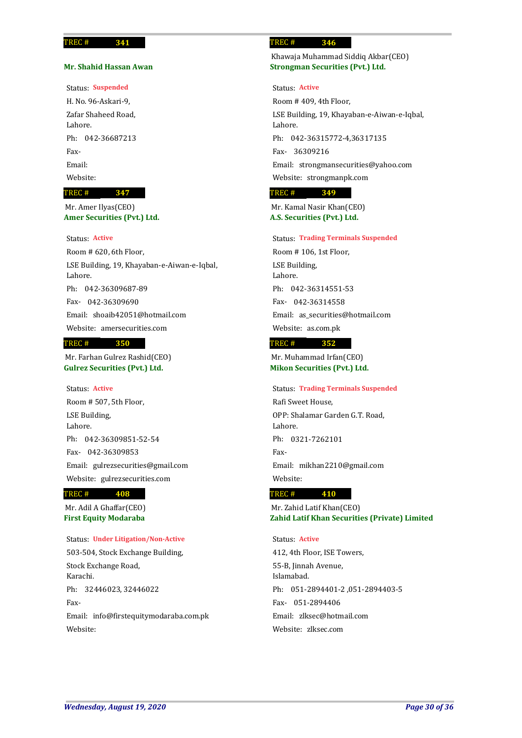**TREC # 341**

**Mr. Shahid Hassan Awan**

Status: **Suspended**

H. No. 96-Askari-9,

Zafar Shaheed Road,
Lahore.

Ph: 042-36687213

Fax-

Email:

Website:

**TREC # 346**

Khawaja Muhammad Siddiq Akbar(CEO)
**Strongman Securities (Pvt.) Ltd.**

Status: **Active**

Room # 409, 4th Floor,

LSE Building, 19, Khayaban-e-Aiwan-e-Iqbal,
Lahore.

Ph: 042-36315772-4,36317135

Fax- 36309216

Email: strongmansecurities@yahoo.com

Website: strongmanpk.com

**TREC # 347**

Mr. Amer Ilyas(CEO)
**Amer Securities (Pvt.) Ltd.**

Status: **Active**

Room # 620, 6th Floor,

LSE Building, 19, Khayaban-e-Aiwan-e-Iqbal,
Lahore.

Ph: 042-36309687-89

Fax- 042-36309690

Email: shoaib42051@hotmail.com

Website: amersecurities.com

**TREC # 349**

Mr. Kamal Nasir Khan(CEO)
**A.S. Securities (Pvt.) Ltd.**

Status: **Trading Terminals Suspended**

Room # 106, 1st Floor,

LSE Building,
Lahore.

Ph: 042-36314551-53

Fax- 042-36314558

Email: as_securities@hotmail.com

Website: as.com.pk

**TREC # 350**

Mr. Farhan Gulrez Rashid(CEO)
**Gulrez Securities (Pvt.) Ltd.**

Status: **Active**

Room # 507, 5th Floor,

LSE Building,
Lahore.

Ph: 042-36309851-52-54

Fax- 042-36309853

Email: gulrezsecurities@gmail.com

Website: gulrezsecurities.com

**TREC # 352**

Mr. Muhammad Irfan(CEO)
**Mikon Securities (Pvt.) Ltd.**

Status: **Trading Terminals Suspended**

Rafi Sweet House,

OPP: Shalamar Garden G.T. Road,
Lahore.

Ph: 0321-7262101

Fax-

Email: mikhan2210@gmail.com

Website:

**TREC # 408**

Mr. Adil A Ghaffar(CEO)
**First Equity Modaraba**

Status: **Under Litigation/Non-Active**

503-504, Stock Exchange Building,

Stock Exchange Road,
Karachi.

Ph: 32446023, 32446022

Fax-

Email: info@firstequitymodaraba.com.pk

Website:

**TREC # 410**

Mr. Zahid Latif Khan(CEO)
**Zahid Latif Khan Securities (Private) Limited**

Status: **Active**

412, 4th Floor, ISE Towers,

55-B, Jinnah Avenue,
Islamabad.

Ph: 051-2894401-2 ,051-2894403-5

Fax- 051-2894406

Email: zlksec@hotmail.com

Website: zlksec.com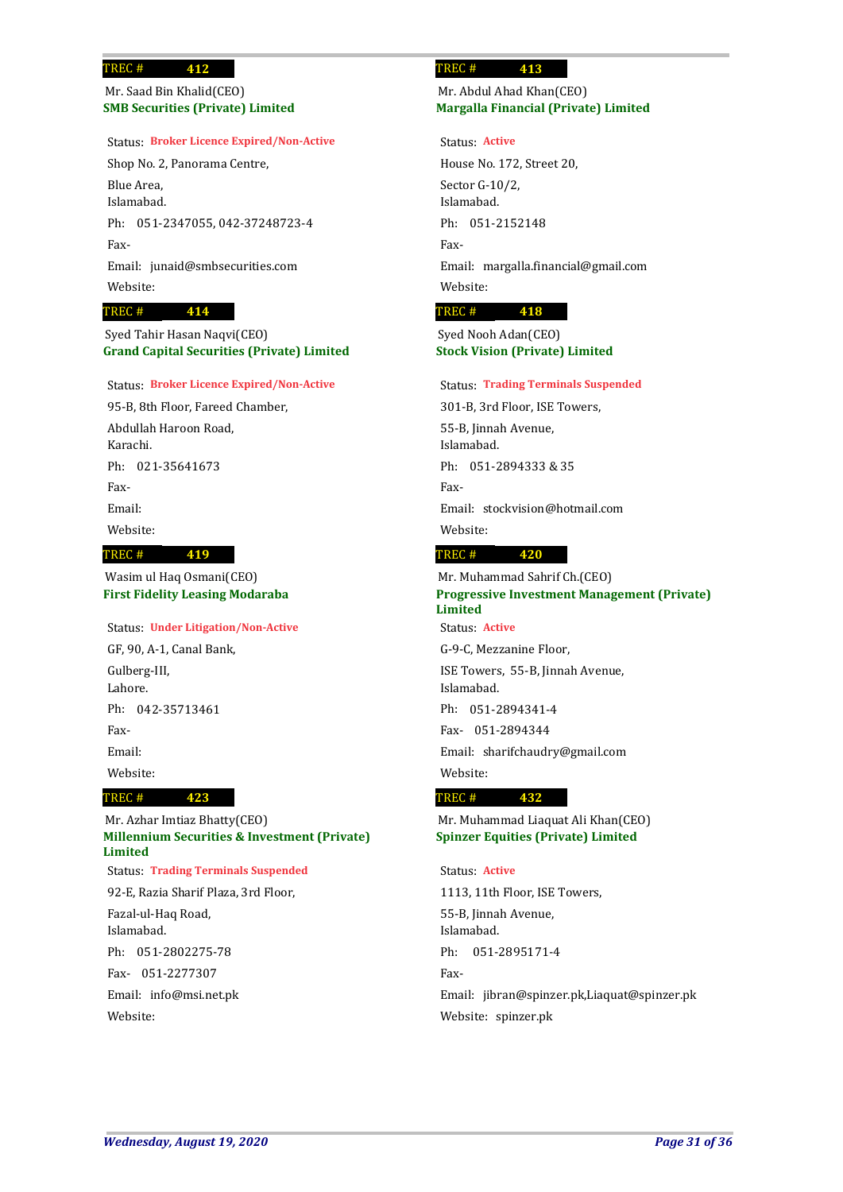**TREC # 412**

Mr. Saad Bin Khalid(CEO)
**SMB Securities (Private) Limited**

Status: **Broker Licence Expired/Non-Active**

Shop No. 2, Panorama Centre,
Blue Area,
Islamabad.

Ph: 051-2347055, 042-37248723-4

Fax-

Email: junaid@smbsecurities.com

Website:

**TREC # 413**

Mr. Abdul Ahad Khan(CEO)
**Margalla Financial (Private) Limited**

Status: **Active**

House No. 172, Street 20,
Sector G-10/2,
Islamabad.

Ph: 051-2152148

Fax-

Email: margalla.financial@gmail.com

Website:

**TREC # 414**

Syed Tahir Hasan Naqvi(CEO)
**Grand Capital Securities (Private) Limited**

Status: **Broker Licence Expired/Non-Active**

95-B, 8th Floor, Fareed Chamber,
Abdullah Haroon Road,
Karachi.

Ph: 021-35641673

Fax-

Email:

Website:

**TREC # 418**

Syed Nooh Adan(CEO)
**Stock Vision (Private) Limited**

Status: **Trading Terminals Suspended**

301-B, 3rd Floor, ISE Towers,
55-B, Jinnah Avenue,
Islamabad.

Ph: 051-2894333 & 35

Fax-

Email: stockvision@hotmail.com

Website:

**TREC # 419**

Wasim ul Haq Osmani(CEO)
**First Fidelity Leasing Modaraba**

Status: **Under Litigation/Non-Active**

GF, 90, A-1, Canal Bank,
Gulberg-III,
Lahore.

Ph: 042-35713461

Fax-

Email:

Website:

**TREC # 420**

Mr. Muhammad Sahrif Ch.(CEO)
**Progressive Investment Management (Private) Limited**

Status: **Active**

G-9-C, Mezzanine Floor,
ISE Towers, 55-B, Jinnah Avenue,
Islamabad.

Ph: 051-2894341-4

Fax- 051-2894344

Email: sharifchaudry@gmail.com

Website:

**TREC # 423**

Mr. Azhar Imtiaz Bhatty(CEO)
**Millennium Securities & Investment (Private) Limited**

Status: **Trading Terminals Suspended**

92-E, Razia Sharif Plaza, 3rd Floor,
Fazal-ul-Haq Road,
Islamabad.

Ph: 051-2802275-78

Fax- 051-2277307

Email: info@msi.net.pk

Website:

**TREC # 432**

Mr. Muhammad Liaquat Ali Khan(CEO)
**Spinzer Equities (Private) Limited**

Status: **Active**

1113, 11th Floor, ISE Towers,
55-B, Jinnah Avenue,
Islamabad.

Ph: 051-2895171-4

Fax-

Email: jibran@spinzer.pk,Liaquat@spinzer.pk

Website: spinzer.pk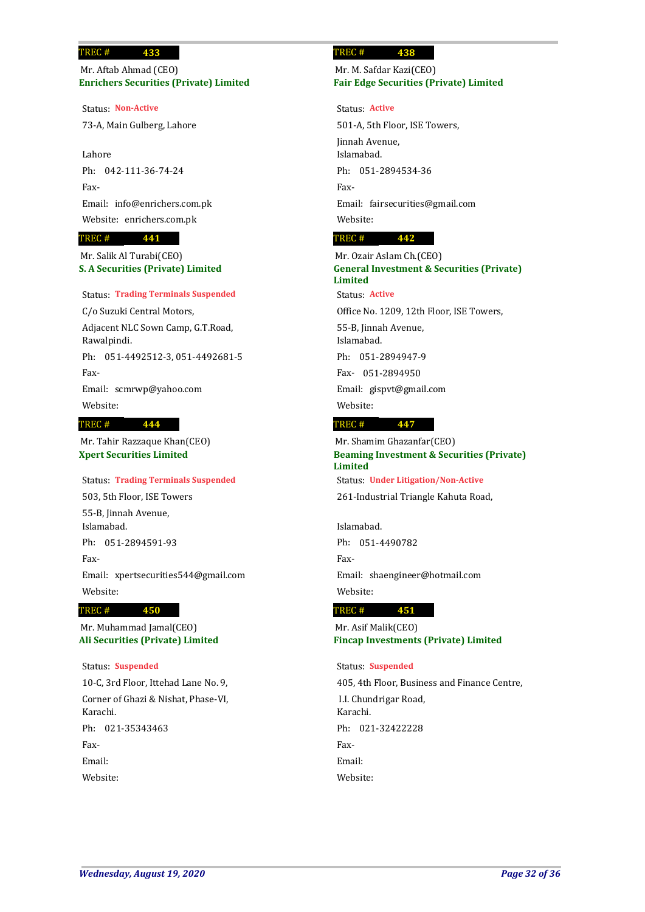**TREC # 433**

Mr. Aftab Ahmad (CEO)

**Enrichers Securities (Private) Limited**

Status: **Non-Active**

73-A, Main Gulberg, Lahore

Lahore

Ph: 042-111-36-74-24

Fax-

Email: info@enrichers.com.pk

Website: enrichers.com.pk

**TREC # 438**

Mr. M. Safdar Kazi(CEO)

**Fair Edge Securities (Private) Limited**

Status: **Active**

501-A, 5th Floor, ISE Towers,

Jinnah Avenue,

Islamabad.

Ph: 051-2894534-36

Fax-

Email: fairsecurities@gmail.com

Website:

**TREC # 441**

Mr. Salik Al Turabi(CEO)

**S. A Securities (Private) Limited**

Status: **Trading Terminals Suspended**

C/o Suzuki Central Motors,

Adjacent NLC Sown Camp, G.T.Road,

Rawalpindi.

Ph: 051-4492512-3, 051-4492681-5

Fax-

Email: scmrwp@yahoo.com

Website:

**TREC # 442**

Mr. Ozair Aslam Ch.(CEO)

**General Investment & Securities (Private) Limited**

Status: **Active**

Office No. 1209, 12th Floor, ISE Towers,

55-B, Jinnah Avenue,

Islamabad.

Ph: 051-2894947-9

Fax- 051-2894950

Email: gispvt@gmail.com

Website:

**TREC # 444**

Mr. Tahir Razzaque Khan(CEO)

**Xpert Securities Limited**

Status: **Trading Terminals Suspended**

503, 5th Floor, ISE Towers

55-B, Jinnah Avenue,

Islamabad.

Ph: 051-2894591-93

Fax-

Email: xpertsecurities544@gmail.com

Website:

**TREC # 447**

Mr. Shamim Ghazanfar(CEO)

**Beaming Investment & Securities (Private) Limited**

Status: **Under Litigation/Non-Active**

261-Industrial Triangle Kahuta Road,

Islamabad.

Ph: 051-4490782

Fax-

Email: shaengineer@hotmail.com

Website:

**TREC # 450**

Mr. Muhammad Jamal(CEO)

**Ali Securities (Private) Limited**

Status: **Suspended**

10-C, 3rd Floor, Ittehad Lane No. 9,

Corner of Ghazi & Nishat, Phase-VI,

Karachi.

Ph: 021-35343463

Fax-

Email:

Website:

**TREC # 451**

Mr. Asif Malik(CEO)

**Fincap Investments (Private) Limited**

Status: **Suspended**

405, 4th Floor, Business and Finance Centre,

I.I. Chundrigar Road,

Karachi.

Ph: 021-32422228

Fax-

Email:

Website: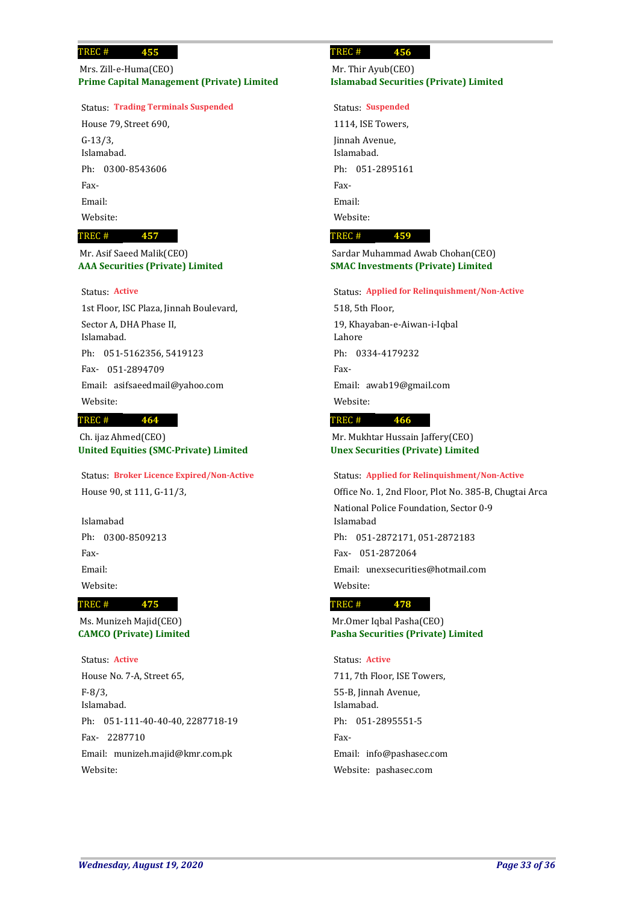**TREC # 455**

Mrs. Zill-e-Huma(CEO)

**Prime Capital Management (Private) Limited**

Status: **Trading Terminals Suspended**

House 79, Street 690,

G-13/3,
Islamabad.

Ph: 0300-8543606

Fax-

Email:

Website:

**TREC # 456**

Mr. Thir Ayub(CEO)

**Islamabad Securities (Private) Limited**

Status: **Suspended**

1114, ISE Towers,

Jinnah Avenue,
Islamabad.

Ph: 051-2895161

Fax-

Email:

Website:

**TREC # 457**

Mr. Asif Saeed Malik(CEO)

**AAA Securities (Private) Limited**

Status: **Active**

1st Floor, ISC Plaza, Jinnah Boulevard,

Sector A, DHA Phase II,
Islamabad.

Ph: 051-5162356, 5419123

Fax- 051-2894709

Email: asifsaeedmail@yahoo.com

Website:

**TREC # 459**

Sardar Muhammad Awab Chohan(CEO)

**SMAC Investments (Private) Limited**

Status: **Applied for Relinquishment/Non-Active**

518, 5th Floor,

19, Khayaban-e-Aiwan-i-Iqbal
Lahore

Ph: 0334-4179232

Fax-

Email: awab19@gmail.com

Website:

**TREC # 464**

Ch. ijaz Ahmed(CEO)

**United Equities (SMC-Private) Limited**

Status: **Broker Licence Expired/Non-Active**

House 90, st 111, G-11/3,

Islamabad

Ph: 0300-8509213

Fax-

Email:

Website:

**TREC # 466**

Mr. Mukhtar Hussain Jaffery(CEO)

**Unex Securities (Private) Limited**

Status: **Applied for Relinquishment/Non-Active**

Office No. 1, 2nd Floor, Plot No. 385-B, Chugtai Arca

National Police Foundation, Sector 0-9
Islamabad

Ph: 051-2872171, 051-2872183

Fax- 051-2872064

Email: unexsecurities@hotmail.com

Website:

**TREC # 475**

Ms. Munizeh Majid(CEO)

**CAMCO (Private) Limited**

Status: **Active**

House No. 7-A, Street 65,

F-8/3,
Islamabad.

Ph: 051-111-40-40-40, 2287718-19

Fax- 2287710

Email: munizeh.majid@kmr.com.pk

Website:

**TREC # 478**

Mr.Omer Iqbal Pasha(CEO)

**Pasha Securities (Private) Limited**

Status: **Active**

711, 7th Floor, ISE Towers,

55-B, Jinnah Avenue,
Islamabad.

Ph: 051-2895551-5

Fax-

Email: info@pashasec.com

Website: pashasec.com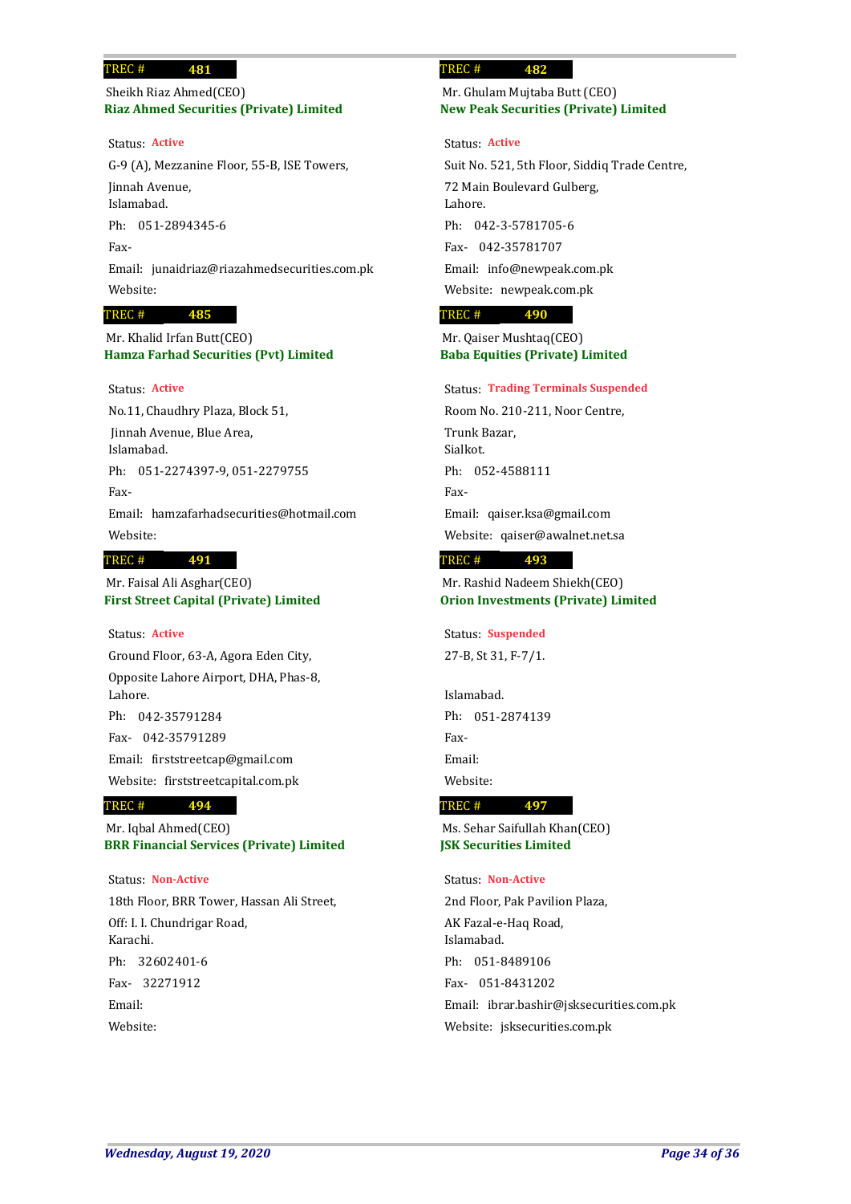**TREC # 481**

Sheikh Riaz Ahmed(CEO)
**Riaz Ahmed Securities (Private) Limited**

Status: **Active**

G-9 (A), Mezzanine Floor, 55-B, ISE Towers,
Jinnah Avenue,
Islamabad.

Ph: 051-2894345-6

Fax-

Email: junaidriaz@riazahmedsecurities.com.pk

Website:

**TREC # 482**

Mr. Ghulam Mujtaba Butt (CEO)
**New Peak Securities (Private) Limited**

Status: **Active**

Suit No. 521, 5th Floor, Siddiq Trade Centre,
72 Main Boulevard Gulberg,
Lahore.

Ph: 042-3-5781705-6

Fax- 042-35781707

Email: info@newpeak.com.pk

Website: newpeak.com.pk

**TREC # 485**

Mr. Khalid Irfan Butt(CEO)
**Hamza Farhad Securities (Pvt) Limited**

Status: **Active**

No.11, Chaudhry Plaza, Block 51,
Jinnah Avenue, Blue Area,
Islamabad.

Ph: 051-2274397-9, 051-2279755

Fax-

Email: hamzafarhadsecurities@hotmail.com

Website:

**TREC # 490**

Mr. Qaiser Mushtaq(CEO)
**Baba Equities (Private) Limited**

Status: **Trading Terminals Suspended**

Room No. 210-211, Noor Centre,
Trunk Bazar,
Sialkot.

Ph: 052-4588111

Fax-

Email: qaiser.ksa@gmail.com

Website: qaiser@awalnet.net.sa

**TREC # 491**

Mr. Faisal Ali Asghar(CEO)
**First Street Capital (Private) Limited**

Status: **Active**

Ground Floor, 63-A, Agora Eden City,
Opposite Lahore Airport, DHA, Phas-8,
Lahore.

Ph: 042-35791284

Fax- 042-35791289

Email: firststreetcap@gmail.com

Website: firststreetcapital.com.pk

**TREC # 493**

Mr. Rashid Nadeem Shiekh(CEO)
**Orion Investments (Private) Limited**

Status: **Suspended**

27-B, St 31, F-7/1.

Islamabad.

Ph: 051-2874139

Fax-

Email:

Website:

**TREC # 494**

Mr. Iqbal Ahmed(CEO)
**BRR Financial Services (Private) Limited**

Status: **Non-Active**

18th Floor, BRR Tower, Hassan Ali Street,
Off: I. I. Chundrigar Road,
Karachi.

Ph: 32602401-6

Fax- 32271912

Email:

Website:

**TREC # 497**

Ms. Sehar Saifullah Khan(CEO)
**JSK Securities Limited**

Status: **Non-Active**

2nd Floor, Pak Pavilion Plaza,
AK Fazal-e-Haq Road,
Islamabad.

Ph: 051-8489106

Fax- 051-8431202

Email: ibrar.bashir@jsksecurities.com.pk

Website: jsksecurities.com.pk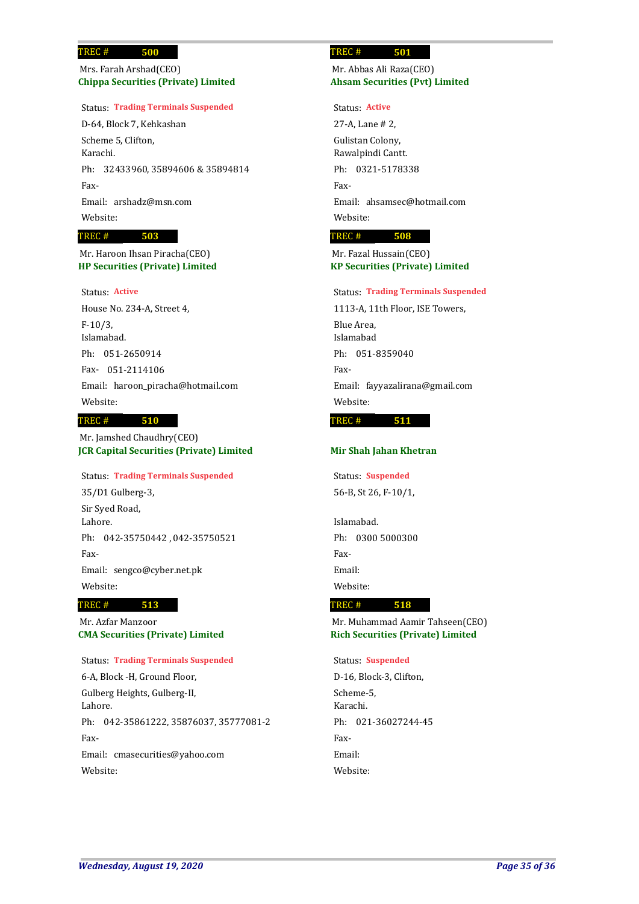TREC # **500**

Mrs. Farah Arshad(CEO)
**Chippa Securities (Private) Limited**

Status: **Trading Terminals Suspended**

D-64, Block 7, Kehkashan
Scheme 5, Clifton,
Karachi.

Ph: 32433960, 35894606 & 35894814

Fax-

Email: arshadz@msn.com

Website:

TREC # **501**

Mr. Abbas Ali Raza(CEO)
**Ahsam Securities (Pvt) Limited**

Status: **Active**

27-A, Lane # 2,
Gulistan Colony,
Rawalpindi Cantt.

Ph: 0321-5178338

Fax-

Email: ahsamsec@hotmail.com

Website:

TREC # **503**

Mr. Haroon Ihsan Piracha(CEO)
**HP Securities (Private) Limited**

Status: **Active**

House No. 234-A, Street 4,
F-10/3,
Islamabad.

Ph: 051-2650914

Fax- 051-2114106

Email: haroon_piracha@hotmail.com

Website:

TREC # **508**

Mr. Fazal Hussain(CEO)
**KP Securities (Private) Limited**

Status: **Trading Terminals Suspended**

1113-A, 11th Floor, ISE Towers,
Blue Area,
Islamabad

Ph: 051-8359040

Fax-

Email: fayyazalirana@gmail.com

Website:

TREC # **510**

Mr. Jamshed Chaudhry(CEO)
**JCR Capital Securities (Private) Limited**

Status: **Trading Terminals Suspended**

35/D1 Gulberg-3,
Sir Syed Road,
Lahore.

Ph: 042-35750442 , 042-35750521

Fax-

Email: sengco@cyber.net.pk

Website:

TREC # **511**

**Mir Shah Jahan Khetran**

Status: **Suspended**

56-B, St 26, F-10/1,

Islamabad.

Ph: 0300 5000300

Fax-

Email:

Website:

TREC # **513**

Mr. Azfar Manzoor
**CMA Securities (Private) Limited**

Status: **Trading Terminals Suspended**

6-A, Block -H, Ground Floor,
Gulberg Heights, Gulberg-II,
Lahore.

Ph: 042-35861222, 35876037, 35777081-2

Fax-

Email: cmasecurities@yahoo.com

Website:

TREC # **518**

Mr. Muhammad Aamir Tahseen(CEO)
**Rich Securities (Private) Limited**

Status: **Suspended**

D-16, Block-3, Clifton,
Scheme-5,
Karachi.

Ph: 021-36027244-45

Fax-

Email:

Website: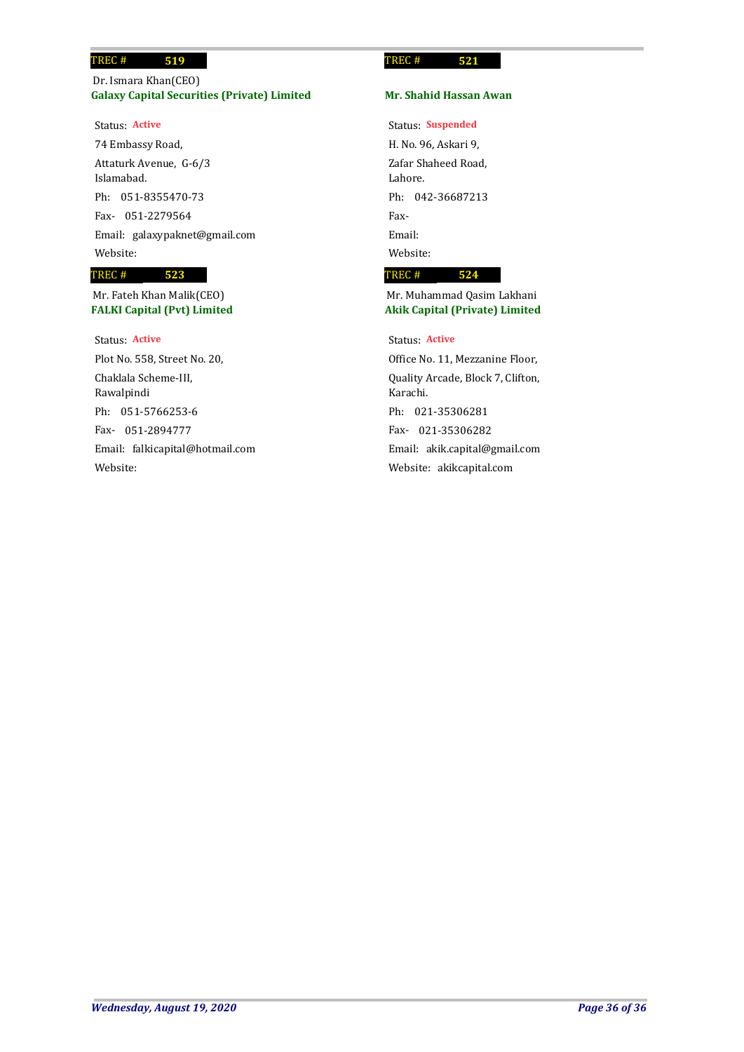**TREC # 519**

Dr. Ismara Khan(CEO)
**Galaxy Capital Securities (Private) Limited**

Status: **Active**

74 Embassy Road,
Attaturk Avenue, G-6/3
Islamabad.

Ph: 051-8355470-73

Fax- 051-2279564

Email: galaxypaknet@gmail.com

Website:

**TREC # 521**

**Mr. Shahid Hassan Awan**

Status: **Suspended**

H. No. 96, Askari 9,
Zafar Shaheed Road,
Lahore.

Ph: 042-36687213

Fax-

Email:

Website:

**TREC # 523**

Mr. Fateh Khan Malik(CEO)
**FALKI Capital (Pvt) Limited**

Status: **Active**

Plot No. 558, Street No. 20,
Chaklala Scheme-III,
Rawalpindi

Ph: 051-5766253-6

Fax- 051-2894777

Email: falkicapital@hotmail.com

Website:

**TREC # 524**

Mr. Muhammad Qasim Lakhani
**Akik Capital (Private) Limited**

Status: **Active**

Office No. 11, Mezzanine Floor,
Quality Arcade, Block 7, Clifton,
Karachi.

Ph: 021-35306281

Fax- 021-35306282

Email: akik.capital@gmail.com

Website: akikcapital.com